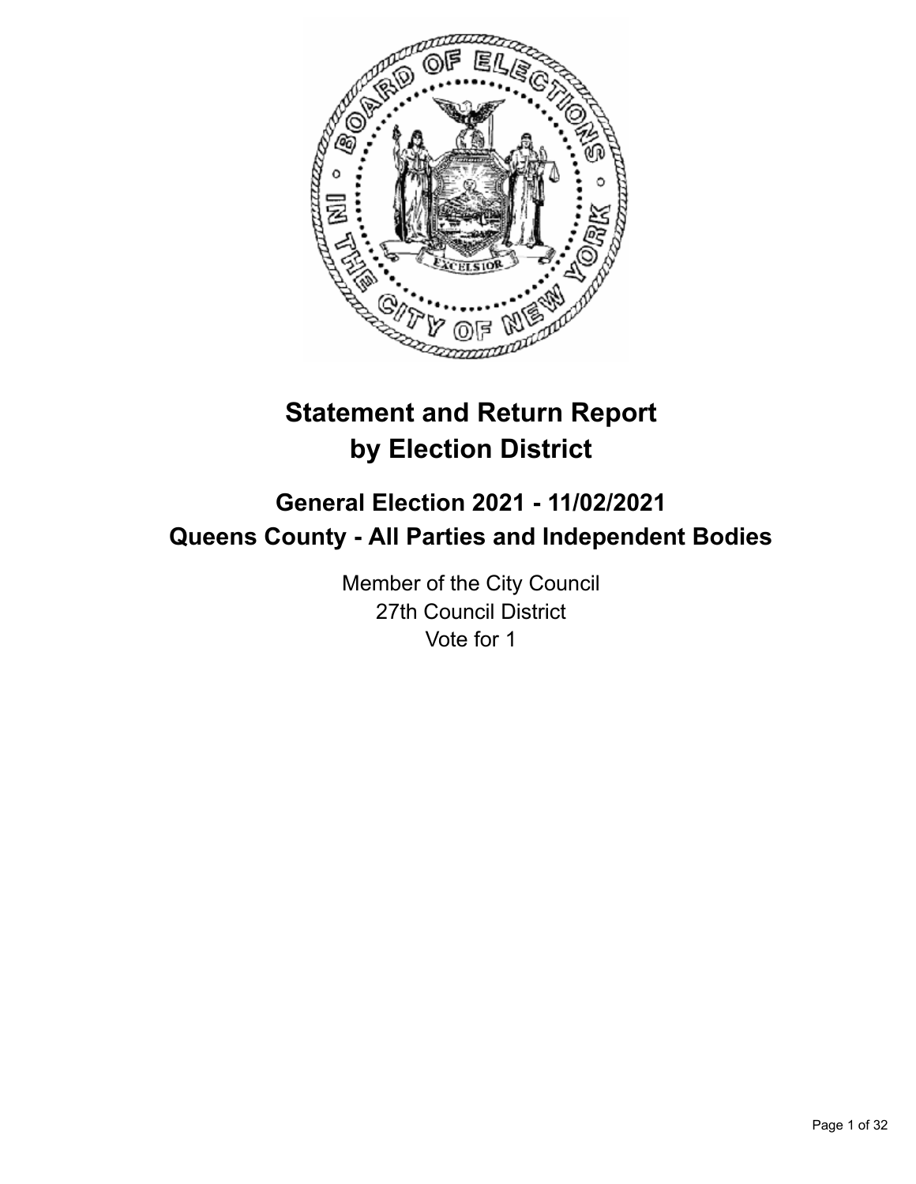# Statement and Return Report by Election District

## General Election 2021 - 11/02/2021
## Queens County - All Parties and Independent Bodies

Member of the City Council
27th Council District
Vote for 1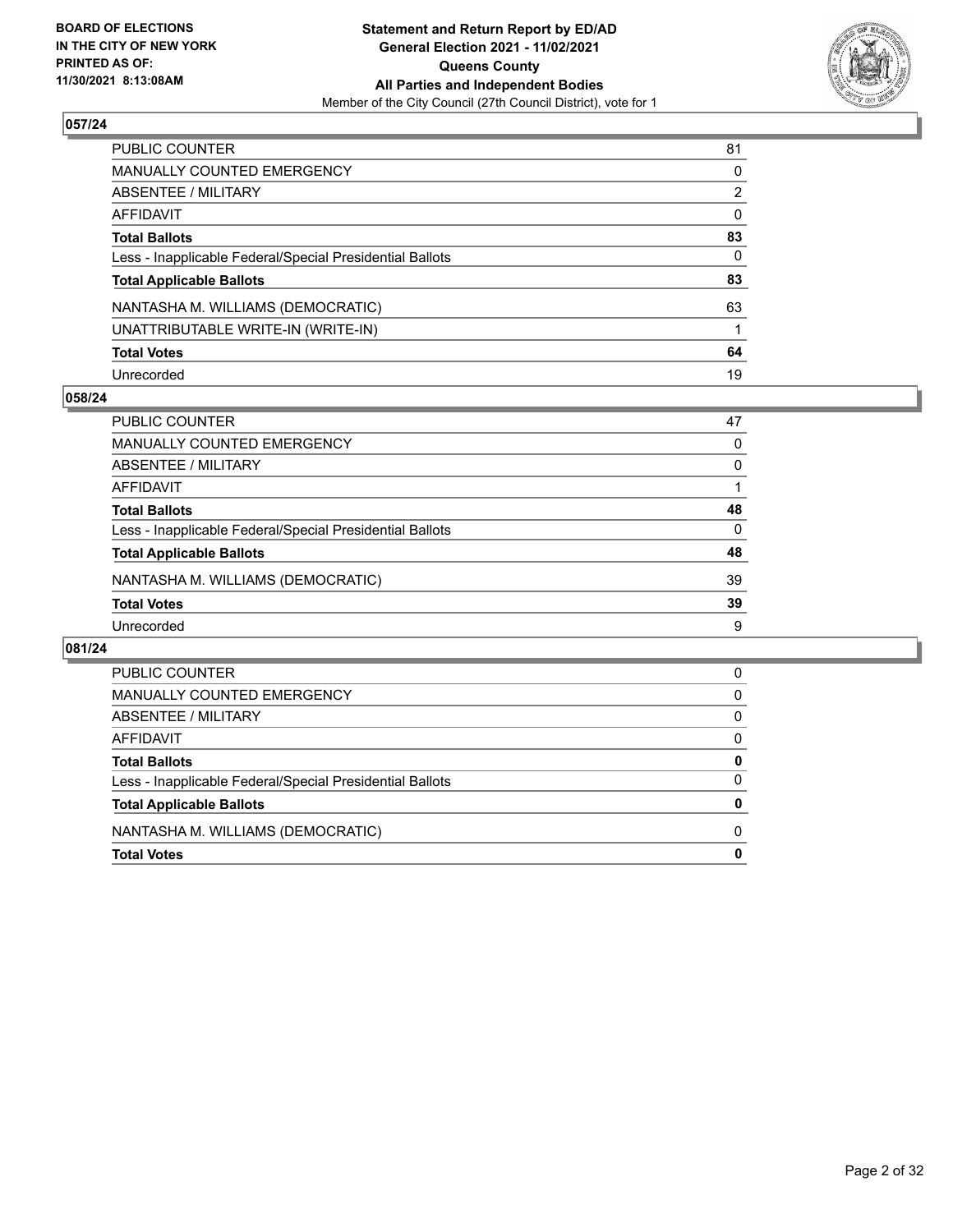## 057/24

| | |
|---|---|
| PUBLIC COUNTER | 81 |
| MANUALLY COUNTED EMERGENCY | 0 |
| ABSENTEE / MILITARY | 2 |
| AFFIDAVIT | 0 |
| **Total Ballots** | **83** |
| Less - Inapplicable Federal/Special Presidential Ballots | 0 |
| **Total Applicable Ballots** | **83** |
| NANTASHA M. WILLIAMS (DEMOCRATIC) | 63 |
| UNATTRIBUTABLE WRITE-IN (WRITE-IN) | 1 |
| **Total Votes** | **64** |
| Unrecorded | 19 |

## 058/24

| | |
|---|---|
| PUBLIC COUNTER | 47 |
| MANUALLY COUNTED EMERGENCY | 0 |
| ABSENTEE / MILITARY | 0 |
| AFFIDAVIT | 1 |
| **Total Ballots** | **48** |
| Less - Inapplicable Federal/Special Presidential Ballots | 0 |
| **Total Applicable Ballots** | **48** |
| NANTASHA M. WILLIAMS (DEMOCRATIC) | 39 |
| **Total Votes** | **39** |
| Unrecorded | 9 |

## 081/24

| | |
|---|---|
| PUBLIC COUNTER | 0 |
| MANUALLY COUNTED EMERGENCY | 0 |
| ABSENTEE / MILITARY | 0 |
| AFFIDAVIT | 0 |
| **Total Ballots** | **0** |
| Less - Inapplicable Federal/Special Presidential Ballots | 0 |
| **Total Applicable Ballots** | **0** |
| NANTASHA M. WILLIAMS (DEMOCRATIC) | 0 |
| **Total Votes** | **0** |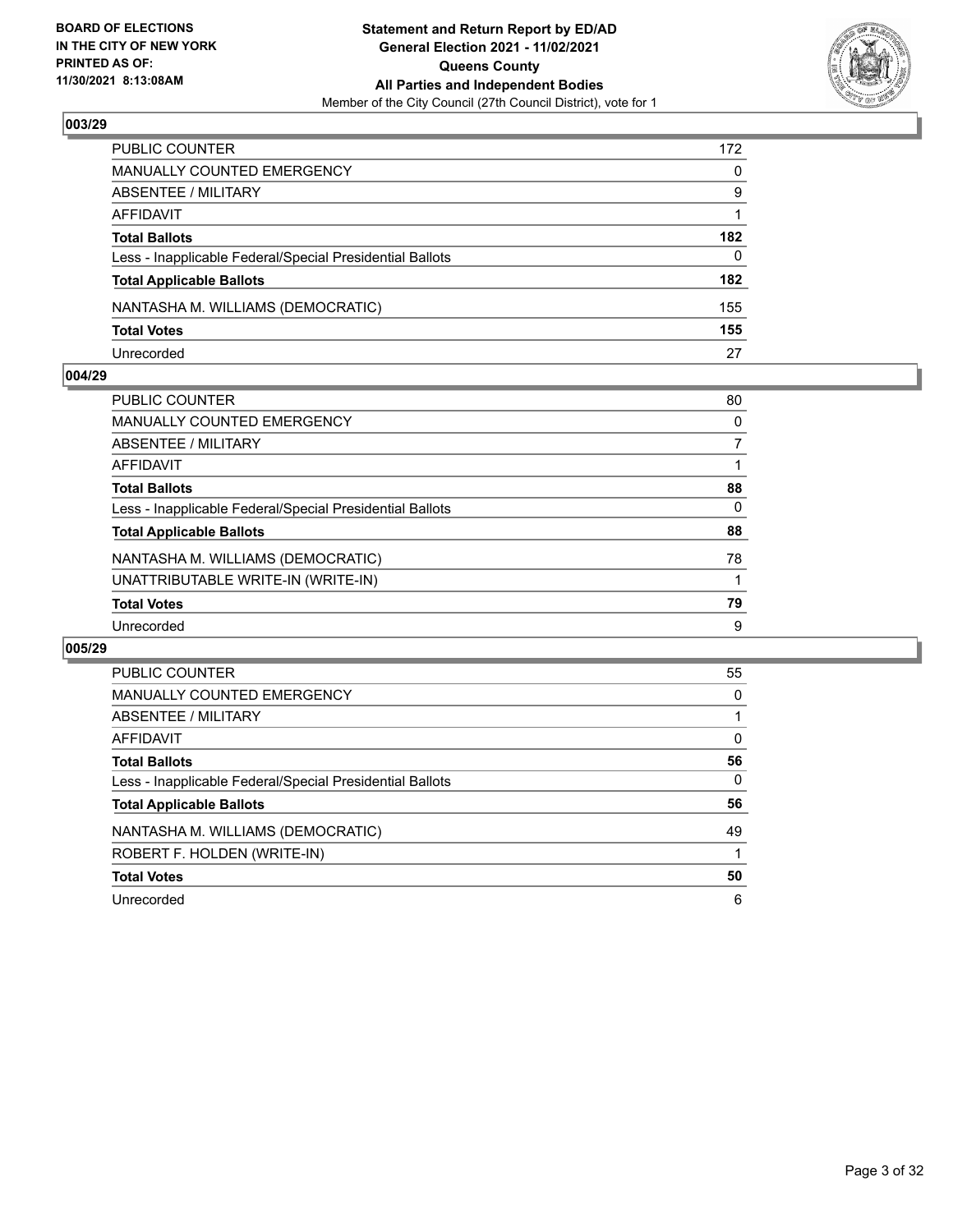### 003/29

| | |
|---|---|
| PUBLIC COUNTER | 172 |
| MANUALLY COUNTED EMERGENCY | 0 |
| ABSENTEE / MILITARY | 9 |
| AFFIDAVIT | 1 |
| **Total Ballots** | **182** |
| Less - Inapplicable Federal/Special Presidential Ballots | 0 |
| **Total Applicable Ballots** | **182** |
| NANTASHA M. WILLIAMS (DEMOCRATIC) | 155 |
| **Total Votes** | **155** |
| Unrecorded | 27 |

### 004/29

| | |
|---|---|
| PUBLIC COUNTER | 80 |
| MANUALLY COUNTED EMERGENCY | 0 |
| ABSENTEE / MILITARY | 7 |
| AFFIDAVIT | 1 |
| **Total Ballots** | **88** |
| Less - Inapplicable Federal/Special Presidential Ballots | 0 |
| **Total Applicable Ballots** | **88** |
| NANTASHA M. WILLIAMS (DEMOCRATIC) | 78 |
| UNATTRIBUTABLE WRITE-IN (WRITE-IN) | 1 |
| **Total Votes** | **79** |
| Unrecorded | 9 |

### 005/29

| | |
|---|---|
| PUBLIC COUNTER | 55 |
| MANUALLY COUNTED EMERGENCY | 0 |
| ABSENTEE / MILITARY | 1 |
| AFFIDAVIT | 0 |
| **Total Ballots** | **56** |
| Less - Inapplicable Federal/Special Presidential Ballots | 0 |
| **Total Applicable Ballots** | **56** |
| NANTASHA M. WILLIAMS (DEMOCRATIC) | 49 |
| ROBERT F. HOLDEN (WRITE-IN) | 1 |
| **Total Votes** | **50** |
| Unrecorded | 6 |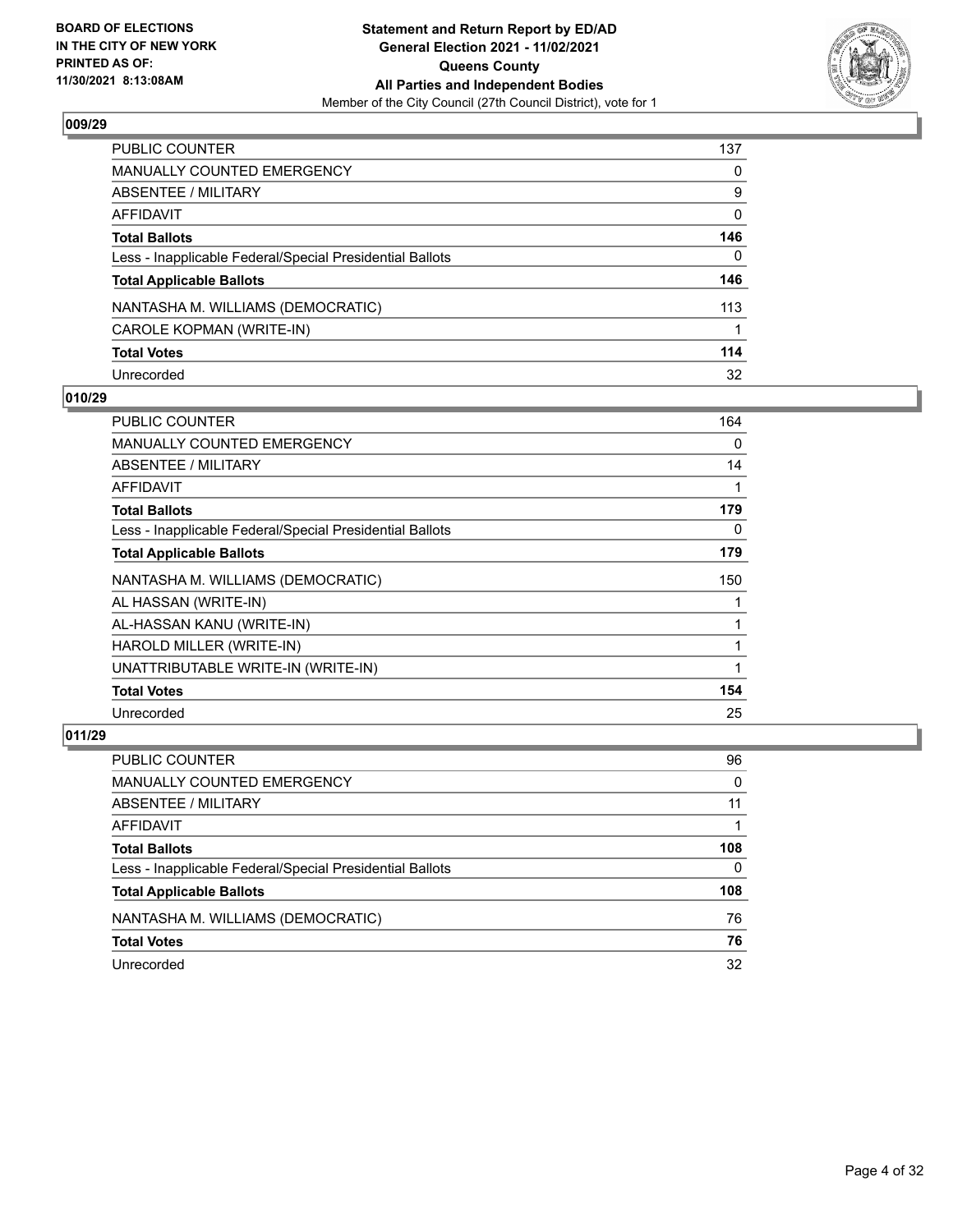## 009/29

| | |
|---|---|
| PUBLIC COUNTER | 137 |
| MANUALLY COUNTED EMERGENCY | 0 |
| ABSENTEE / MILITARY | 9 |
| AFFIDAVIT | 0 |
| **Total Ballots** | **146** |
| Less - Inapplicable Federal/Special Presidential Ballots | 0 |
| **Total Applicable Ballots** | **146** |
| NANTASHA M. WILLIAMS (DEMOCRATIC) | 113 |
| CAROLE KOPMAN (WRITE-IN) | 1 |
| **Total Votes** | **114** |
| Unrecorded | 32 |

## 010/29

| | |
|---|---|
| PUBLIC COUNTER | 164 |
| MANUALLY COUNTED EMERGENCY | 0 |
| ABSENTEE / MILITARY | 14 |
| AFFIDAVIT | 1 |
| **Total Ballots** | **179** |
| Less - Inapplicable Federal/Special Presidential Ballots | 0 |
| **Total Applicable Ballots** | **179** |
| NANTASHA M. WILLIAMS (DEMOCRATIC) | 150 |
| AL HASSAN (WRITE-IN) | 1 |
| AL-HASSAN KANU (WRITE-IN) | 1 |
| HAROLD MILLER (WRITE-IN) | 1 |
| UNATTRIBUTABLE WRITE-IN (WRITE-IN) | 1 |
| **Total Votes** | **154** |
| Unrecorded | 25 |

## 011/29

| | |
|---|---|
| PUBLIC COUNTER | 96 |
| MANUALLY COUNTED EMERGENCY | 0 |
| ABSENTEE / MILITARY | 11 |
| AFFIDAVIT | 1 |
| **Total Ballots** | **108** |
| Less - Inapplicable Federal/Special Presidential Ballots | 0 |
| **Total Applicable Ballots** | **108** |
| NANTASHA M. WILLIAMS (DEMOCRATIC) | 76 |
| **Total Votes** | **76** |
| Unrecorded | 32 |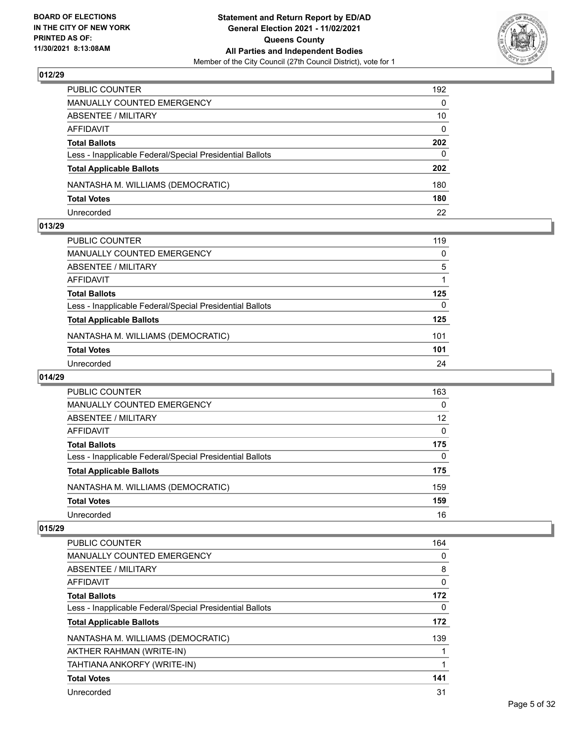## 012/29

| | |
|---|---|
| PUBLIC COUNTER | 192 |
| MANUALLY COUNTED EMERGENCY | 0 |
| ABSENTEE / MILITARY | 10 |
| AFFIDAVIT | 0 |
| **Total Ballots** | **202** |
| Less - Inapplicable Federal/Special Presidential Ballots | 0 |
| **Total Applicable Ballots** | **202** |
| NANTASHA M. WILLIAMS (DEMOCRATIC) | 180 |
| **Total Votes** | **180** |
| Unrecorded | 22 |

## 013/29

| | |
|---|---|
| PUBLIC COUNTER | 119 |
| MANUALLY COUNTED EMERGENCY | 0 |
| ABSENTEE / MILITARY | 5 |
| AFFIDAVIT | 1 |
| **Total Ballots** | **125** |
| Less - Inapplicable Federal/Special Presidential Ballots | 0 |
| **Total Applicable Ballots** | **125** |
| NANTASHA M. WILLIAMS (DEMOCRATIC) | 101 |
| **Total Votes** | **101** |
| Unrecorded | 24 |

## 014/29

| | |
|---|---|
| PUBLIC COUNTER | 163 |
| MANUALLY COUNTED EMERGENCY | 0 |
| ABSENTEE / MILITARY | 12 |
| AFFIDAVIT | 0 |
| **Total Ballots** | **175** |
| Less - Inapplicable Federal/Special Presidential Ballots | 0 |
| **Total Applicable Ballots** | **175** |
| NANTASHA M. WILLIAMS (DEMOCRATIC) | 159 |
| **Total Votes** | **159** |
| Unrecorded | 16 |

## 015/29

| | |
|---|---|
| PUBLIC COUNTER | 164 |
| MANUALLY COUNTED EMERGENCY | 0 |
| ABSENTEE / MILITARY | 8 |
| AFFIDAVIT | 0 |
| **Total Ballots** | **172** |
| Less - Inapplicable Federal/Special Presidential Ballots | 0 |
| **Total Applicable Ballots** | **172** |
| NANTASHA M. WILLIAMS (DEMOCRATIC) | 139 |
| AKTHER RAHMAN (WRITE-IN) | 1 |
| TAHTIANA ANKORFY (WRITE-IN) | 1 |
| **Total Votes** | **141** |
| Unrecorded | 31 |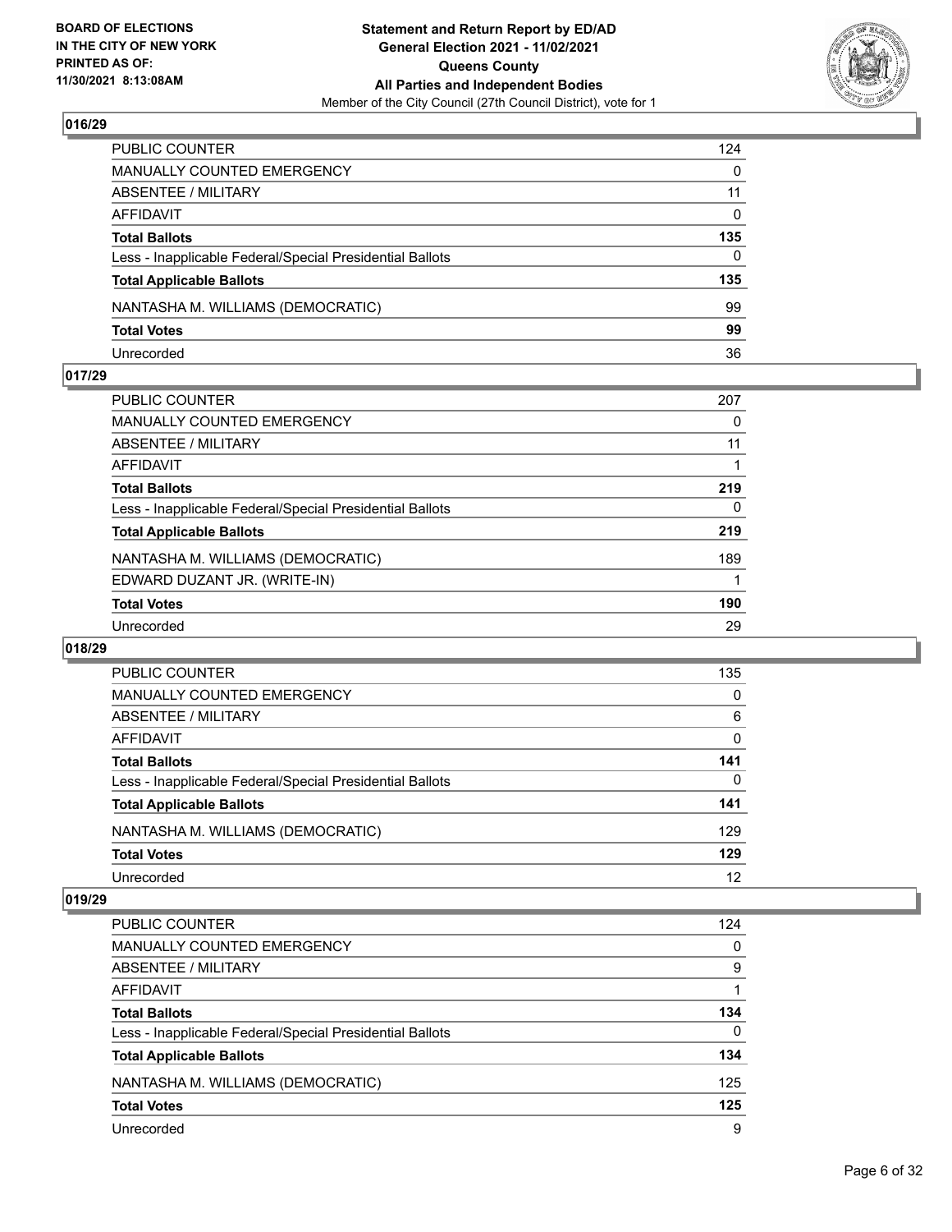## 016/29

| | |
|---|---|
| PUBLIC COUNTER | 124 |
| MANUALLY COUNTED EMERGENCY | 0 |
| ABSENTEE / MILITARY | 11 |
| AFFIDAVIT | 0 |
| **Total Ballots** | **135** |
| Less - Inapplicable Federal/Special Presidential Ballots | 0 |
| **Total Applicable Ballots** | **135** |
| NANTASHA M. WILLIAMS (DEMOCRATIC) | 99 |
| **Total Votes** | **99** |
| Unrecorded | 36 |

## 017/29

| | |
|---|---|
| PUBLIC COUNTER | 207 |
| MANUALLY COUNTED EMERGENCY | 0 |
| ABSENTEE / MILITARY | 11 |
| AFFIDAVIT | 1 |
| **Total Ballots** | **219** |
| Less - Inapplicable Federal/Special Presidential Ballots | 0 |
| **Total Applicable Ballots** | **219** |
| NANTASHA M. WILLIAMS (DEMOCRATIC) | 189 |
| EDWARD DUZANT JR. (WRITE-IN) | 1 |
| **Total Votes** | **190** |
| Unrecorded | 29 |

## 018/29

| | |
|---|---|
| PUBLIC COUNTER | 135 |
| MANUALLY COUNTED EMERGENCY | 0 |
| ABSENTEE / MILITARY | 6 |
| AFFIDAVIT | 0 |
| **Total Ballots** | **141** |
| Less - Inapplicable Federal/Special Presidential Ballots | 0 |
| **Total Applicable Ballots** | **141** |
| NANTASHA M. WILLIAMS (DEMOCRATIC) | 129 |
| **Total Votes** | **129** |
| Unrecorded | 12 |

## 019/29

| | |
|---|---|
| PUBLIC COUNTER | 124 |
| MANUALLY COUNTED EMERGENCY | 0 |
| ABSENTEE / MILITARY | 9 |
| AFFIDAVIT | 1 |
| **Total Ballots** | **134** |
| Less - Inapplicable Federal/Special Presidential Ballots | 0 |
| **Total Applicable Ballots** | **134** |
| NANTASHA M. WILLIAMS (DEMOCRATIC) | 125 |
| **Total Votes** | **125** |
| Unrecorded | 9 |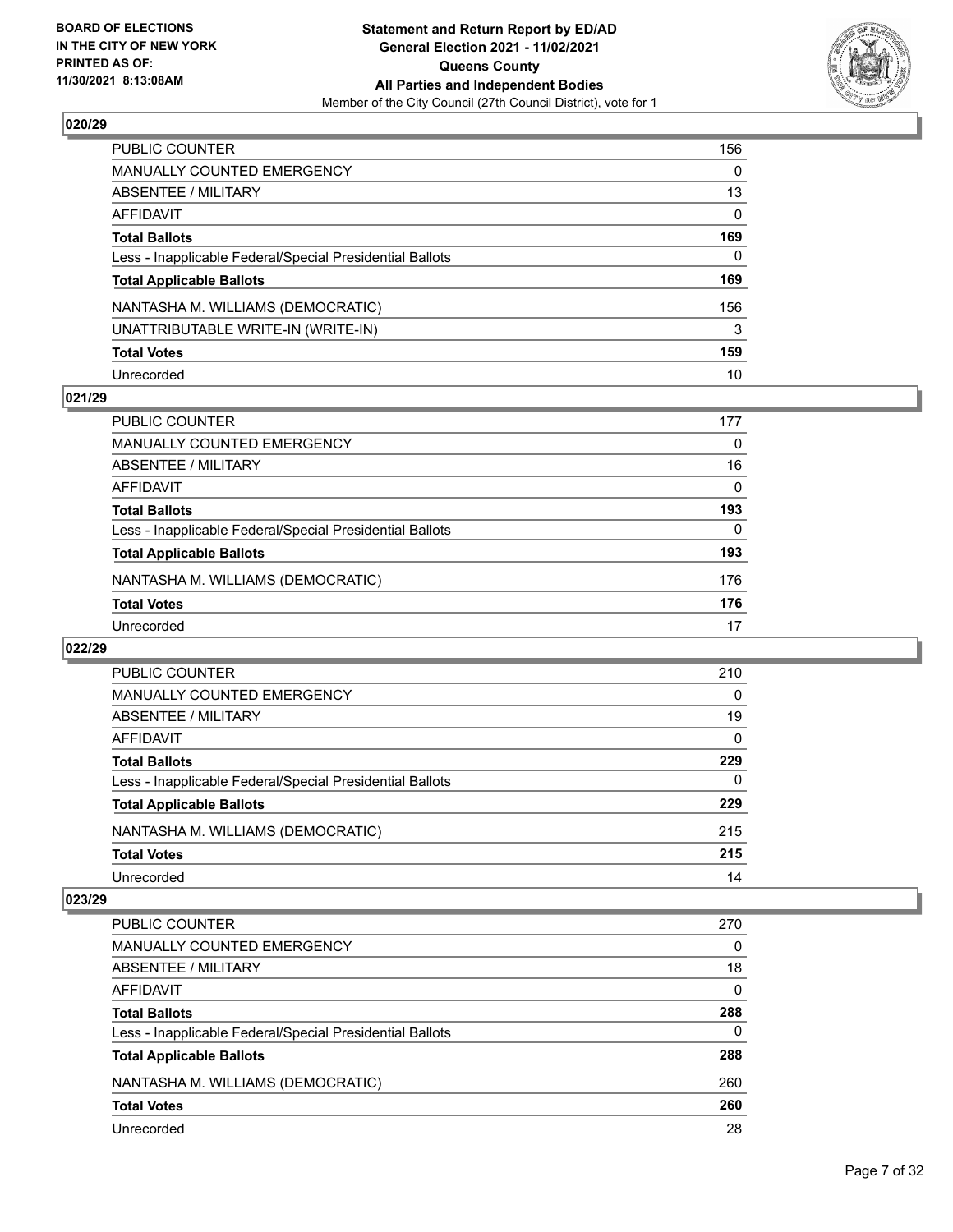## 020/29

| | |
|---|---|
| PUBLIC COUNTER | 156 |
| MANUALLY COUNTED EMERGENCY | 0 |
| ABSENTEE / MILITARY | 13 |
| AFFIDAVIT | 0 |
| **Total Ballots** | **169** |
| Less - Inapplicable Federal/Special Presidential Ballots | 0 |
| **Total Applicable Ballots** | **169** |
| NANTASHA M. WILLIAMS (DEMOCRATIC) | 156 |
| UNATTRIBUTABLE WRITE-IN (WRITE-IN) | 3 |
| **Total Votes** | **159** |
| Unrecorded | 10 |

## 021/29

| | |
|---|---|
| PUBLIC COUNTER | 177 |
| MANUALLY COUNTED EMERGENCY | 0 |
| ABSENTEE / MILITARY | 16 |
| AFFIDAVIT | 0 |
| **Total Ballots** | **193** |
| Less - Inapplicable Federal/Special Presidential Ballots | 0 |
| **Total Applicable Ballots** | **193** |
| NANTASHA M. WILLIAMS (DEMOCRATIC) | 176 |
| **Total Votes** | **176** |
| Unrecorded | 17 |

## 022/29

| | |
|---|---|
| PUBLIC COUNTER | 210 |
| MANUALLY COUNTED EMERGENCY | 0 |
| ABSENTEE / MILITARY | 19 |
| AFFIDAVIT | 0 |
| **Total Ballots** | **229** |
| Less - Inapplicable Federal/Special Presidential Ballots | 0 |
| **Total Applicable Ballots** | **229** |
| NANTASHA M. WILLIAMS (DEMOCRATIC) | 215 |
| **Total Votes** | **215** |
| Unrecorded | 14 |

## 023/29

| | |
|---|---|
| PUBLIC COUNTER | 270 |
| MANUALLY COUNTED EMERGENCY | 0 |
| ABSENTEE / MILITARY | 18 |
| AFFIDAVIT | 0 |
| **Total Ballots** | **288** |
| Less - Inapplicable Federal/Special Presidential Ballots | 0 |
| **Total Applicable Ballots** | **288** |
| NANTASHA M. WILLIAMS (DEMOCRATIC) | 260 |
| **Total Votes** | **260** |
| Unrecorded | 28 |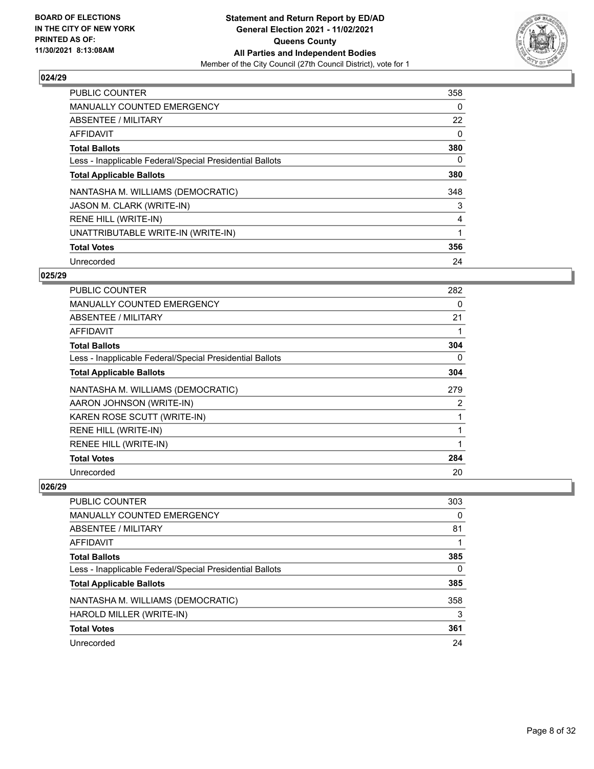**BOARD OF ELECTIONS IN THE CITY OF NEW YORK PRINTED AS OF: 11/30/2021 8:13:08AM**

**Statement and Return Report by ED/AD General Election 2021 - 11/02/2021 Queens County All Parties and Independent Bodies**
Member of the City Council (27th Council District), vote for 1

## 024/29

| | |
|---|---|
| PUBLIC COUNTER | 358 |
| MANUALLY COUNTED EMERGENCY | 0 |
| ABSENTEE / MILITARY | 22 |
| AFFIDAVIT | 0 |
| **Total Ballots** | **380** |
| Less - Inapplicable Federal/Special Presidential Ballots | 0 |
| **Total Applicable Ballots** | **380** |
| NANTASHA M. WILLIAMS (DEMOCRATIC) | 348 |
| JASON M. CLARK (WRITE-IN) | 3 |
| RENE HILL (WRITE-IN) | 4 |
| UNATTRIBUTABLE WRITE-IN (WRITE-IN) | 1 |
| **Total Votes** | **356** |
| Unrecorded | 24 |

## 025/29

| | |
|---|---|
| PUBLIC COUNTER | 282 |
| MANUALLY COUNTED EMERGENCY | 0 |
| ABSENTEE / MILITARY | 21 |
| AFFIDAVIT | 1 |
| **Total Ballots** | **304** |
| Less - Inapplicable Federal/Special Presidential Ballots | 0 |
| **Total Applicable Ballots** | **304** |
| NANTASHA M. WILLIAMS (DEMOCRATIC) | 279 |
| AARON JOHNSON (WRITE-IN) | 2 |
| KAREN ROSE SCUTT (WRITE-IN) | 1 |
| RENE HILL (WRITE-IN) | 1 |
| RENEE HILL (WRITE-IN) | 1 |
| **Total Votes** | **284** |
| Unrecorded | 20 |

## 026/29

| | |
|---|---|
| PUBLIC COUNTER | 303 |
| MANUALLY COUNTED EMERGENCY | 0 |
| ABSENTEE / MILITARY | 81 |
| AFFIDAVIT | 1 |
| **Total Ballots** | **385** |
| Less - Inapplicable Federal/Special Presidential Ballots | 0 |
| **Total Applicable Ballots** | **385** |
| NANTASHA M. WILLIAMS (DEMOCRATIC) | 358 |
| HAROLD MILLER (WRITE-IN) | 3 |
| **Total Votes** | **361** |
| Unrecorded | 24 |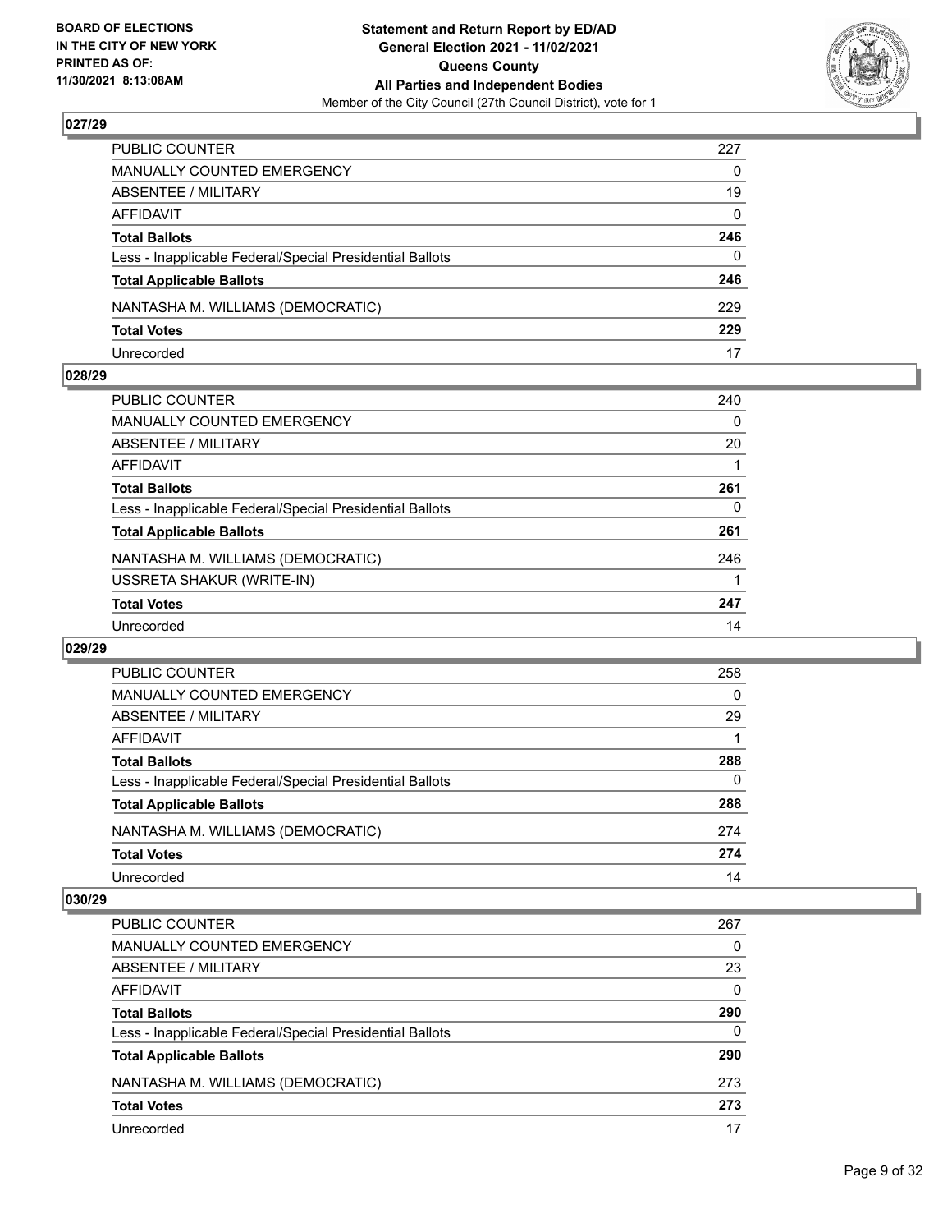## 027/29

| | |
|---|---|
| PUBLIC COUNTER | 227 |
| MANUALLY COUNTED EMERGENCY | 0 |
| ABSENTEE / MILITARY | 19 |
| AFFIDAVIT | 0 |
| **Total Ballots** | **246** |
| Less - Inapplicable Federal/Special Presidential Ballots | 0 |
| **Total Applicable Ballots** | **246** |
| NANTASHA M. WILLIAMS (DEMOCRATIC) | 229 |
| **Total Votes** | **229** |
| Unrecorded | 17 |

## 028/29

| | |
|---|---|
| PUBLIC COUNTER | 240 |
| MANUALLY COUNTED EMERGENCY | 0 |
| ABSENTEE / MILITARY | 20 |
| AFFIDAVIT | 1 |
| **Total Ballots** | **261** |
| Less - Inapplicable Federal/Special Presidential Ballots | 0 |
| **Total Applicable Ballots** | **261** |
| NANTASHA M. WILLIAMS (DEMOCRATIC) | 246 |
| USSRETA SHAKUR (WRITE-IN) | 1 |
| **Total Votes** | **247** |
| Unrecorded | 14 |

## 029/29

| | |
|---|---|
| PUBLIC COUNTER | 258 |
| MANUALLY COUNTED EMERGENCY | 0 |
| ABSENTEE / MILITARY | 29 |
| AFFIDAVIT | 1 |
| **Total Ballots** | **288** |
| Less - Inapplicable Federal/Special Presidential Ballots | 0 |
| **Total Applicable Ballots** | **288** |
| NANTASHA M. WILLIAMS (DEMOCRATIC) | 274 |
| **Total Votes** | **274** |
| Unrecorded | 14 |

## 030/29

| | |
|---|---|
| PUBLIC COUNTER | 267 |
| MANUALLY COUNTED EMERGENCY | 0 |
| ABSENTEE / MILITARY | 23 |
| AFFIDAVIT | 0 |
| **Total Ballots** | **290** |
| Less - Inapplicable Federal/Special Presidential Ballots | 0 |
| **Total Applicable Ballots** | **290** |
| NANTASHA M. WILLIAMS (DEMOCRATIC) | 273 |
| **Total Votes** | **273** |
| Unrecorded | 17 |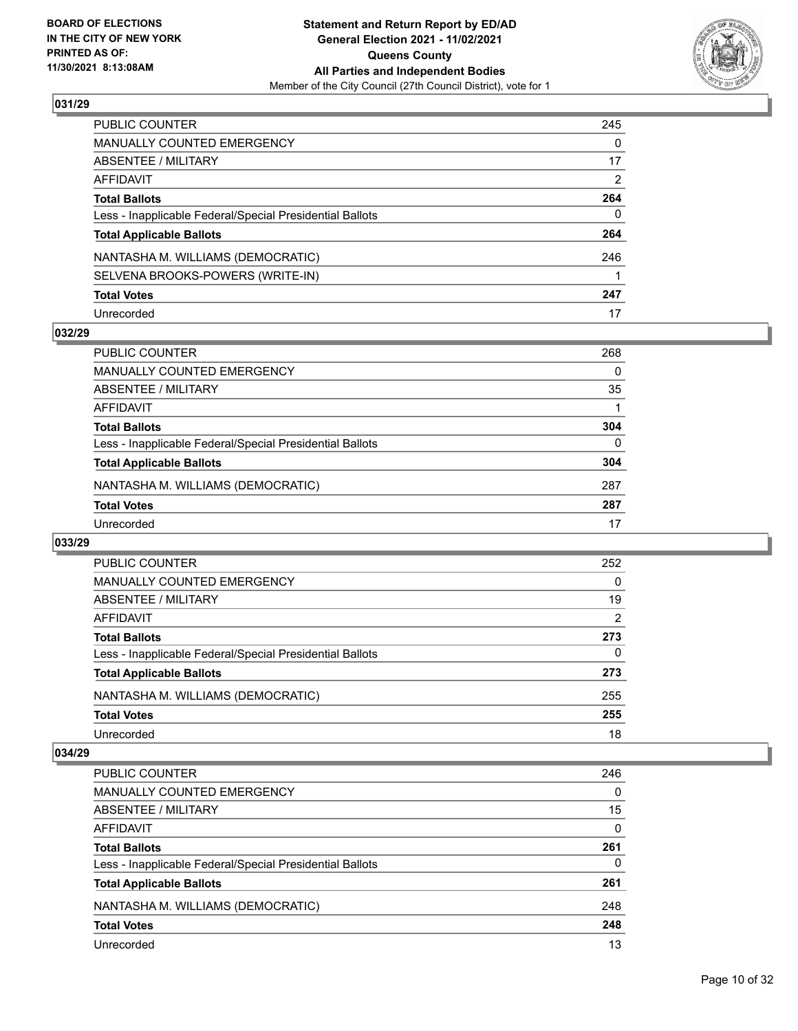## 031/29

| | |
|---|---|
| PUBLIC COUNTER | 245 |
| MANUALLY COUNTED EMERGENCY | 0 |
| ABSENTEE / MILITARY | 17 |
| AFFIDAVIT | 2 |
| **Total Ballots** | **264** |
| Less - Inapplicable Federal/Special Presidential Ballots | 0 |
| **Total Applicable Ballots** | **264** |
| NANTASHA M. WILLIAMS (DEMOCRATIC) | 246 |
| SELVENA BROOKS-POWERS (WRITE-IN) | 1 |
| **Total Votes** | **247** |
| Unrecorded | 17 |

## 032/29

| | |
|---|---|
| PUBLIC COUNTER | 268 |
| MANUALLY COUNTED EMERGENCY | 0 |
| ABSENTEE / MILITARY | 35 |
| AFFIDAVIT | 1 |
| **Total Ballots** | **304** |
| Less - Inapplicable Federal/Special Presidential Ballots | 0 |
| **Total Applicable Ballots** | **304** |
| NANTASHA M. WILLIAMS (DEMOCRATIC) | 287 |
| **Total Votes** | **287** |
| Unrecorded | 17 |

## 033/29

| | |
|---|---|
| PUBLIC COUNTER | 252 |
| MANUALLY COUNTED EMERGENCY | 0 |
| ABSENTEE / MILITARY | 19 |
| AFFIDAVIT | 2 |
| **Total Ballots** | **273** |
| Less - Inapplicable Federal/Special Presidential Ballots | 0 |
| **Total Applicable Ballots** | **273** |
| NANTASHA M. WILLIAMS (DEMOCRATIC) | 255 |
| **Total Votes** | **255** |
| Unrecorded | 18 |

## 034/29

| | |
|---|---|
| PUBLIC COUNTER | 246 |
| MANUALLY COUNTED EMERGENCY | 0 |
| ABSENTEE / MILITARY | 15 |
| AFFIDAVIT | 0 |
| **Total Ballots** | **261** |
| Less - Inapplicable Federal/Special Presidential Ballots | 0 |
| **Total Applicable Ballots** | **261** |
| NANTASHA M. WILLIAMS (DEMOCRATIC) | 248 |
| **Total Votes** | **248** |
| Unrecorded | 13 |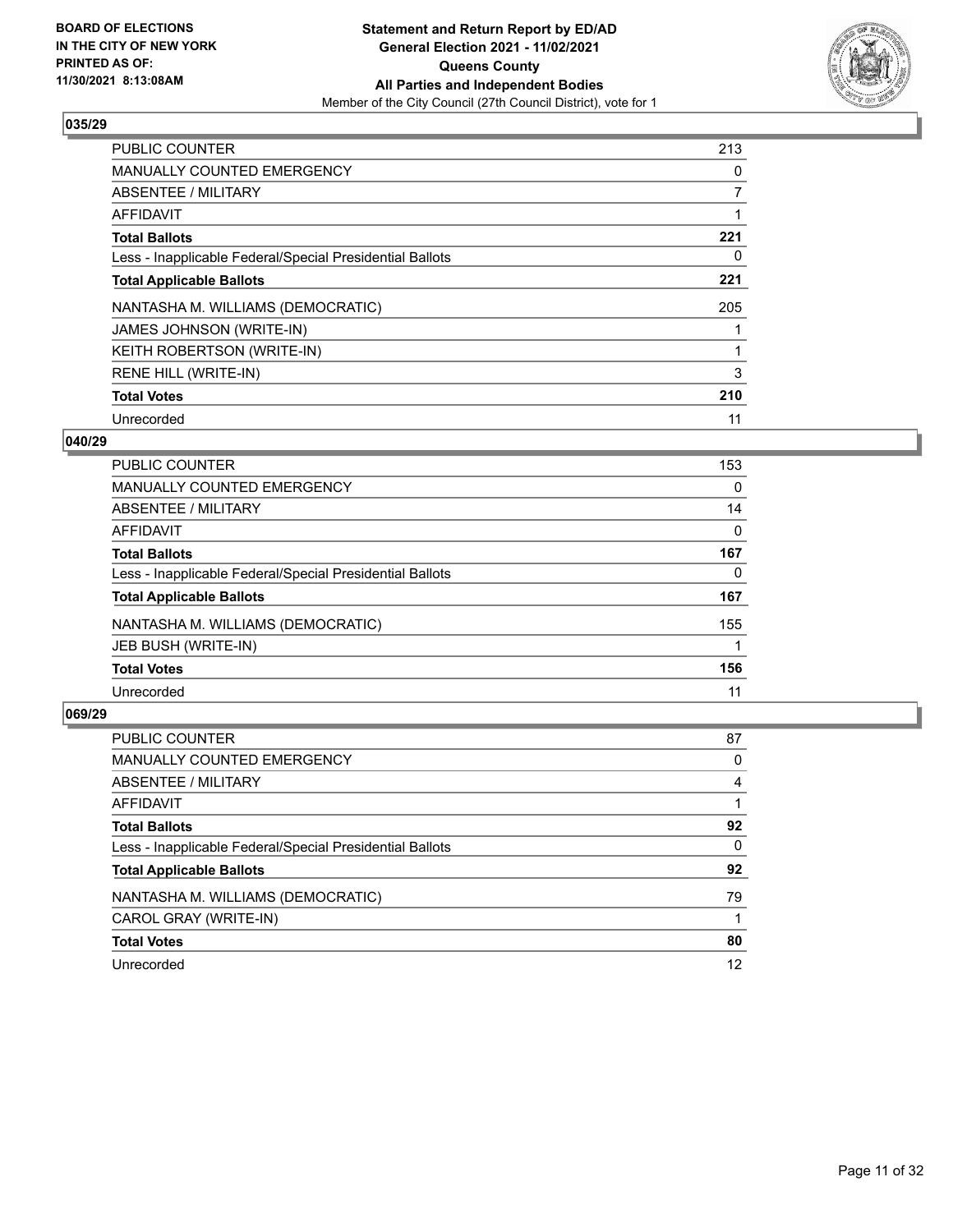**BOARD OF ELECTIONS IN THE CITY OF NEW YORK PRINTED AS OF: 11/30/2021 8:13:08AM**

**Statement and Return Report by ED/AD General Election 2021 - 11/02/2021 Queens County All Parties and Independent Bodies**

Member of the City Council (27th Council District), vote for 1

### 035/29

| | |
|---|---|
| PUBLIC COUNTER | 213 |
| MANUALLY COUNTED EMERGENCY | 0 |
| ABSENTEE / MILITARY | 7 |
| AFFIDAVIT | 1 |
| **Total Ballots** | **221** |
| Less - Inapplicable Federal/Special Presidential Ballots | 0 |
| **Total Applicable Ballots** | **221** |
| NANTASHA M. WILLIAMS (DEMOCRATIC) | 205 |
| JAMES JOHNSON (WRITE-IN) | 1 |
| KEITH ROBERTSON (WRITE-IN) | 1 |
| RENE HILL (WRITE-IN) | 3 |
| **Total Votes** | **210** |
| Unrecorded | 11 |

### 040/29

| | |
|---|---|
| PUBLIC COUNTER | 153 |
| MANUALLY COUNTED EMERGENCY | 0 |
| ABSENTEE / MILITARY | 14 |
| AFFIDAVIT | 0 |
| **Total Ballots** | **167** |
| Less - Inapplicable Federal/Special Presidential Ballots | 0 |
| **Total Applicable Ballots** | **167** |
| NANTASHA M. WILLIAMS (DEMOCRATIC) | 155 |
| JEB BUSH (WRITE-IN) | 1 |
| **Total Votes** | **156** |
| Unrecorded | 11 |

### 069/29

| | |
|---|---|
| PUBLIC COUNTER | 87 |
| MANUALLY COUNTED EMERGENCY | 0 |
| ABSENTEE / MILITARY | 4 |
| AFFIDAVIT | 1 |
| **Total Ballots** | **92** |
| Less - Inapplicable Federal/Special Presidential Ballots | 0 |
| **Total Applicable Ballots** | **92** |
| NANTASHA M. WILLIAMS (DEMOCRATIC) | 79 |
| CAROL GRAY (WRITE-IN) | 1 |
| **Total Votes** | **80** |
| Unrecorded | 12 |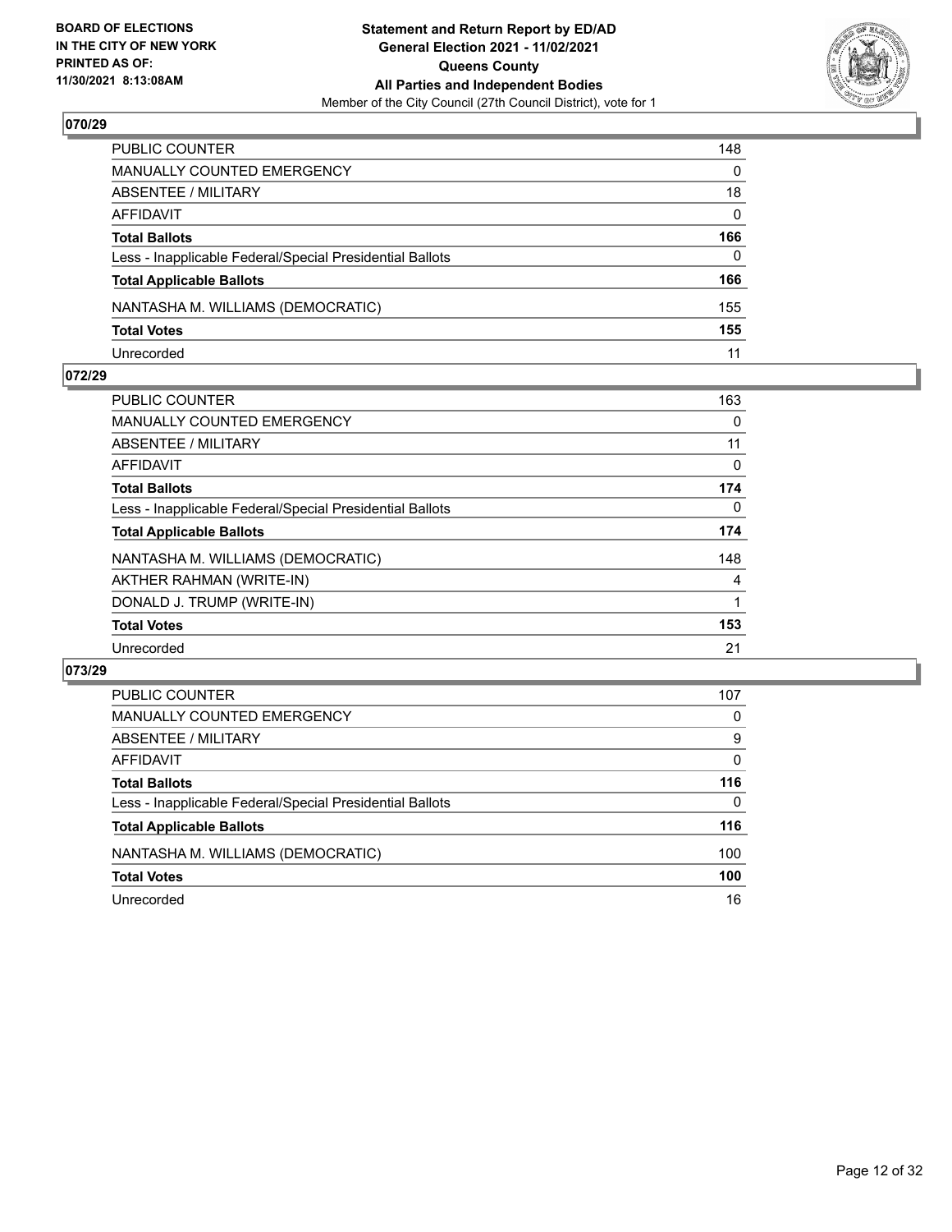## 070/29

| | |
|---|---|
| PUBLIC COUNTER | 148 |
| MANUALLY COUNTED EMERGENCY | 0 |
| ABSENTEE / MILITARY | 18 |
| AFFIDAVIT | 0 |
| **Total Ballots** | **166** |
| Less - Inapplicable Federal/Special Presidential Ballots | 0 |
| **Total Applicable Ballots** | **166** |
| NANTASHA M. WILLIAMS (DEMOCRATIC) | 155 |
| **Total Votes** | **155** |
| Unrecorded | 11 |

## 072/29

| | |
|---|---|
| PUBLIC COUNTER | 163 |
| MANUALLY COUNTED EMERGENCY | 0 |
| ABSENTEE / MILITARY | 11 |
| AFFIDAVIT | 0 |
| **Total Ballots** | **174** |
| Less - Inapplicable Federal/Special Presidential Ballots | 0 |
| **Total Applicable Ballots** | **174** |
| NANTASHA M. WILLIAMS (DEMOCRATIC) | 148 |
| AKTHER RAHMAN (WRITE-IN) | 4 |
| DONALD J. TRUMP (WRITE-IN) | 1 |
| **Total Votes** | **153** |
| Unrecorded | 21 |

## 073/29

| | |
|---|---|
| PUBLIC COUNTER | 107 |
| MANUALLY COUNTED EMERGENCY | 0 |
| ABSENTEE / MILITARY | 9 |
| AFFIDAVIT | 0 |
| **Total Ballots** | **116** |
| Less - Inapplicable Federal/Special Presidential Ballots | 0 |
| **Total Applicable Ballots** | **116** |
| NANTASHA M. WILLIAMS (DEMOCRATIC) | 100 |
| **Total Votes** | **100** |
| Unrecorded | 16 |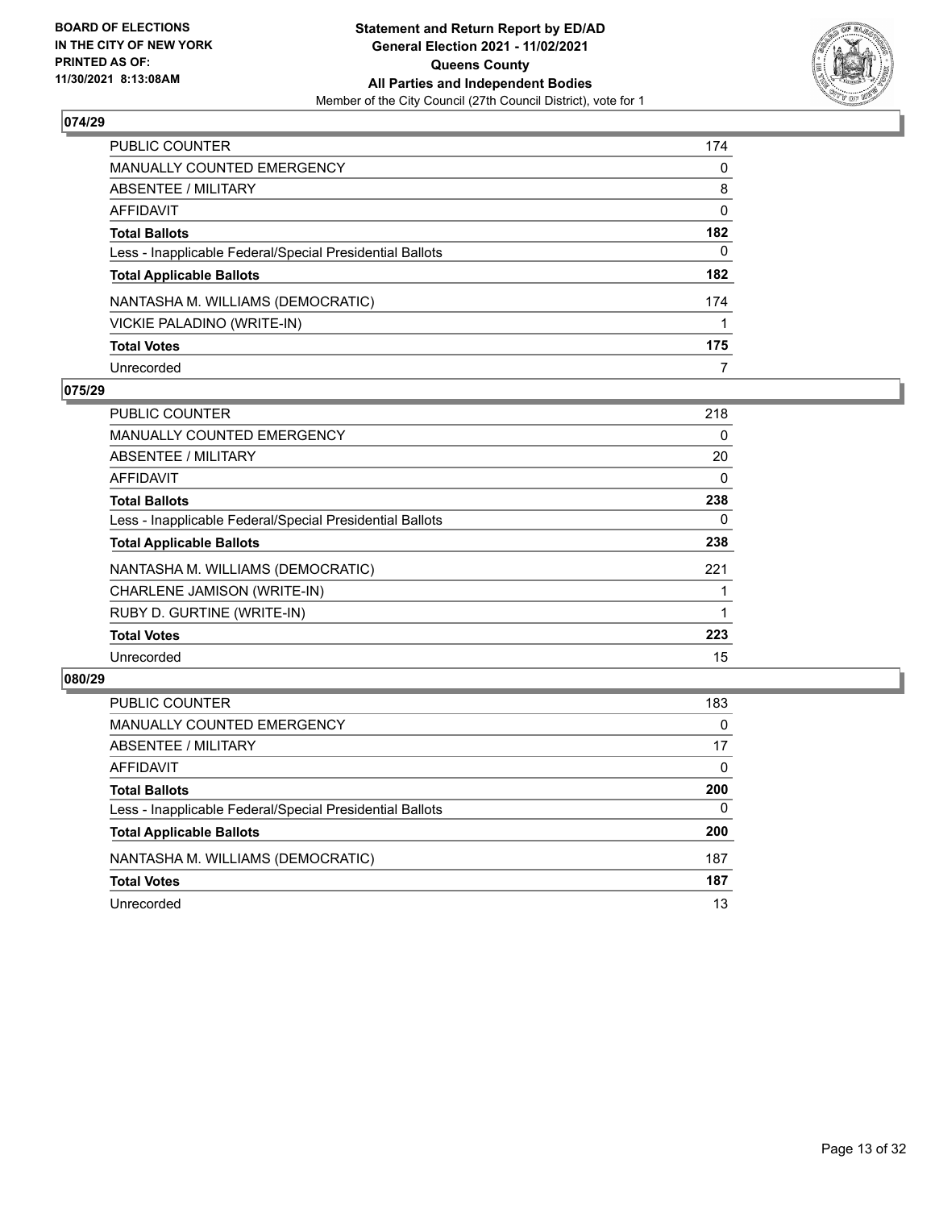**Statement and Return Report by ED/AD**
**General Election 2021 - 11/02/2021**
**Queens County**
**All Parties and Independent Bodies**
Member of the City Council (27th Council District), vote for 1

BOARD OF ELECTIONS
IN THE CITY OF NEW YORK
PRINTED AS OF:
11/30/2021 8:13:08AM

## 074/29

| | |
|---|---|
| PUBLIC COUNTER | 174 |
| MANUALLY COUNTED EMERGENCY | 0 |
| ABSENTEE / MILITARY | 8 |
| AFFIDAVIT | 0 |
| **Total Ballots** | **182** |
| Less - Inapplicable Federal/Special Presidential Ballots | 0 |
| **Total Applicable Ballots** | **182** |
| NANTASHA M. WILLIAMS (DEMOCRATIC) | 174 |
| VICKIE PALADINO (WRITE-IN) | 1 |
| **Total Votes** | **175** |
| Unrecorded | 7 |

## 075/29

| | |
|---|---|
| PUBLIC COUNTER | 218 |
| MANUALLY COUNTED EMERGENCY | 0 |
| ABSENTEE / MILITARY | 20 |
| AFFIDAVIT | 0 |
| **Total Ballots** | **238** |
| Less - Inapplicable Federal/Special Presidential Ballots | 0 |
| **Total Applicable Ballots** | **238** |
| NANTASHA M. WILLIAMS (DEMOCRATIC) | 221 |
| CHARLENE JAMISON (WRITE-IN) | 1 |
| RUBY D. GURTINE (WRITE-IN) | 1 |
| **Total Votes** | **223** |
| Unrecorded | 15 |

## 080/29

| | |
|---|---|
| PUBLIC COUNTER | 183 |
| MANUALLY COUNTED EMERGENCY | 0 |
| ABSENTEE / MILITARY | 17 |
| AFFIDAVIT | 0 |
| **Total Ballots** | **200** |
| Less - Inapplicable Federal/Special Presidential Ballots | 0 |
| **Total Applicable Ballots** | **200** |
| NANTASHA M. WILLIAMS (DEMOCRATIC) | 187 |
| **Total Votes** | **187** |
| Unrecorded | 13 |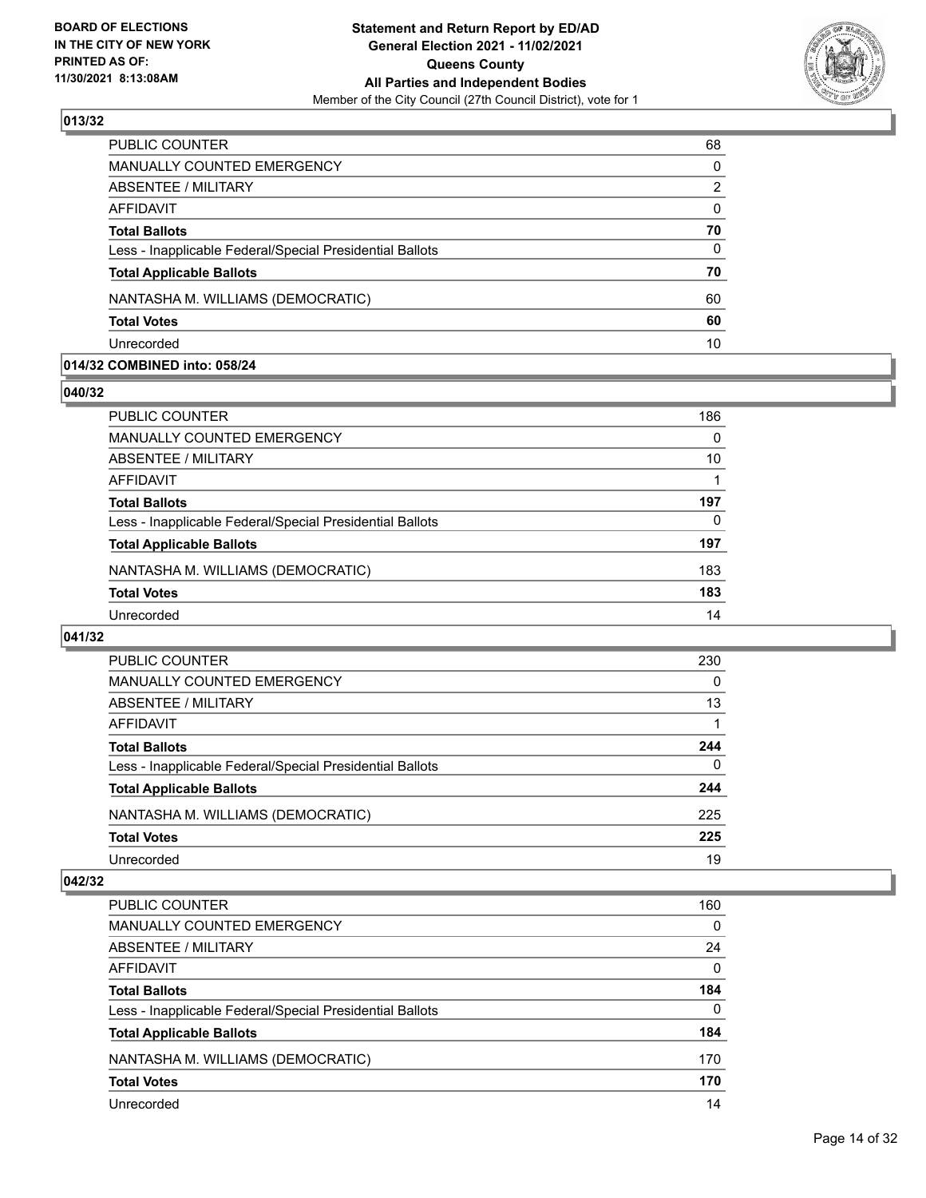## 013/32

| | |
|---|---|
| PUBLIC COUNTER | 68 |
| MANUALLY COUNTED EMERGENCY | 0 |
| ABSENTEE / MILITARY | 2 |
| AFFIDAVIT | 0 |
| **Total Ballots** | **70** |
| Less - Inapplicable Federal/Special Presidential Ballots | 0 |
| **Total Applicable Ballots** | **70** |
| NANTASHA M. WILLIAMS (DEMOCRATIC) | 60 |
| **Total Votes** | **60** |
| Unrecorded | 10 |

## 014/32 COMBINED into: 058/24

## 040/32

| | |
|---|---|
| PUBLIC COUNTER | 186 |
| MANUALLY COUNTED EMERGENCY | 0 |
| ABSENTEE / MILITARY | 10 |
| AFFIDAVIT | 1 |
| **Total Ballots** | **197** |
| Less - Inapplicable Federal/Special Presidential Ballots | 0 |
| **Total Applicable Ballots** | **197** |
| NANTASHA M. WILLIAMS (DEMOCRATIC) | 183 |
| **Total Votes** | **183** |
| Unrecorded | 14 |

## 041/32

| | |
|---|---|
| PUBLIC COUNTER | 230 |
| MANUALLY COUNTED EMERGENCY | 0 |
| ABSENTEE / MILITARY | 13 |
| AFFIDAVIT | 1 |
| **Total Ballots** | **244** |
| Less - Inapplicable Federal/Special Presidential Ballots | 0 |
| **Total Applicable Ballots** | **244** |
| NANTASHA M. WILLIAMS (DEMOCRATIC) | 225 |
| **Total Votes** | **225** |
| Unrecorded | 19 |

## 042/32

| | |
|---|---|
| PUBLIC COUNTER | 160 |
| MANUALLY COUNTED EMERGENCY | 0 |
| ABSENTEE / MILITARY | 24 |
| AFFIDAVIT | 0 |
| **Total Ballots** | **184** |
| Less - Inapplicable Federal/Special Presidential Ballots | 0 |
| **Total Applicable Ballots** | **184** |
| NANTASHA M. WILLIAMS (DEMOCRATIC) | 170 |
| **Total Votes** | **170** |
| Unrecorded | 14 |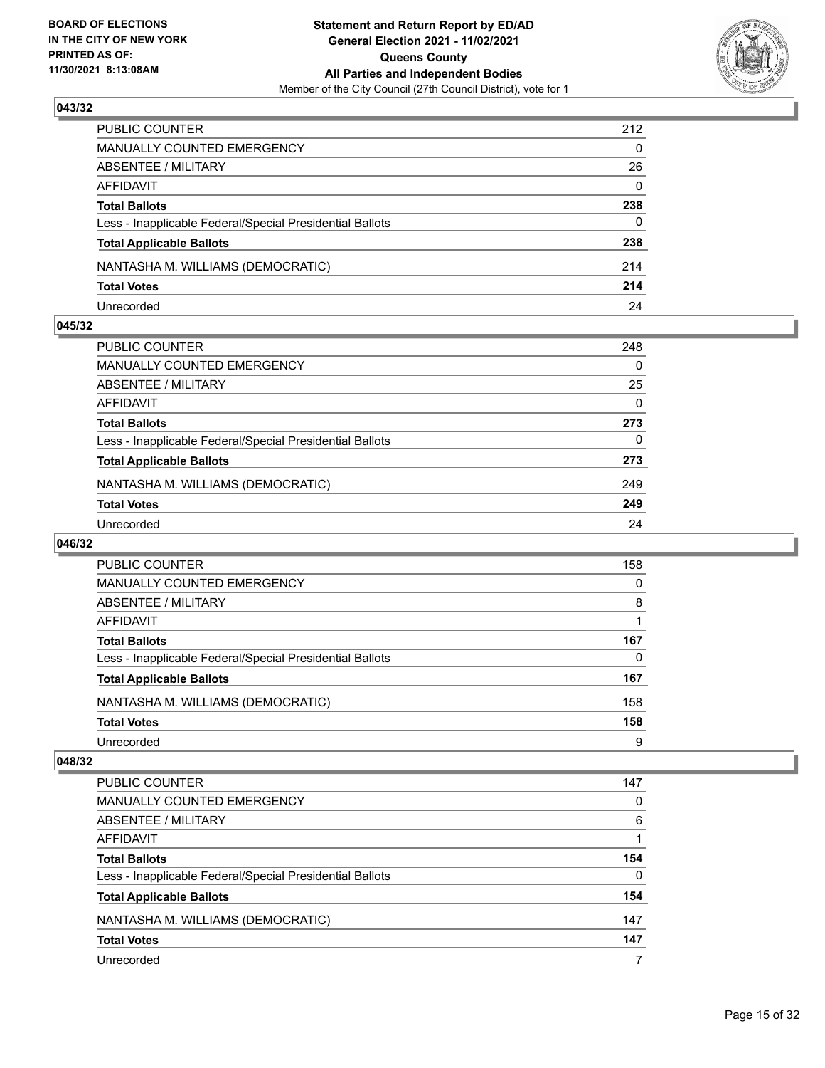## 043/32

| | |
|---|---|
| PUBLIC COUNTER | 212 |
| MANUALLY COUNTED EMERGENCY | 0 |
| ABSENTEE / MILITARY | 26 |
| AFFIDAVIT | 0 |
| **Total Ballots** | **238** |
| Less - Inapplicable Federal/Special Presidential Ballots | 0 |
| **Total Applicable Ballots** | **238** |
| NANTASHA M. WILLIAMS (DEMOCRATIC) | 214 |
| **Total Votes** | **214** |
| Unrecorded | 24 |

## 045/32

| | |
|---|---|
| PUBLIC COUNTER | 248 |
| MANUALLY COUNTED EMERGENCY | 0 |
| ABSENTEE / MILITARY | 25 |
| AFFIDAVIT | 0 |
| **Total Ballots** | **273** |
| Less - Inapplicable Federal/Special Presidential Ballots | 0 |
| **Total Applicable Ballots** | **273** |
| NANTASHA M. WILLIAMS (DEMOCRATIC) | 249 |
| **Total Votes** | **249** |
| Unrecorded | 24 |

## 046/32

| | |
|---|---|
| PUBLIC COUNTER | 158 |
| MANUALLY COUNTED EMERGENCY | 0 |
| ABSENTEE / MILITARY | 8 |
| AFFIDAVIT | 1 |
| **Total Ballots** | **167** |
| Less - Inapplicable Federal/Special Presidential Ballots | 0 |
| **Total Applicable Ballots** | **167** |
| NANTASHA M. WILLIAMS (DEMOCRATIC) | 158 |
| **Total Votes** | **158** |
| Unrecorded | 9 |

## 048/32

| | |
|---|---|
| PUBLIC COUNTER | 147 |
| MANUALLY COUNTED EMERGENCY | 0 |
| ABSENTEE / MILITARY | 6 |
| AFFIDAVIT | 1 |
| **Total Ballots** | **154** |
| Less - Inapplicable Federal/Special Presidential Ballots | 0 |
| **Total Applicable Ballots** | **154** |
| NANTASHA M. WILLIAMS (DEMOCRATIC) | 147 |
| **Total Votes** | **147** |
| Unrecorded | 7 |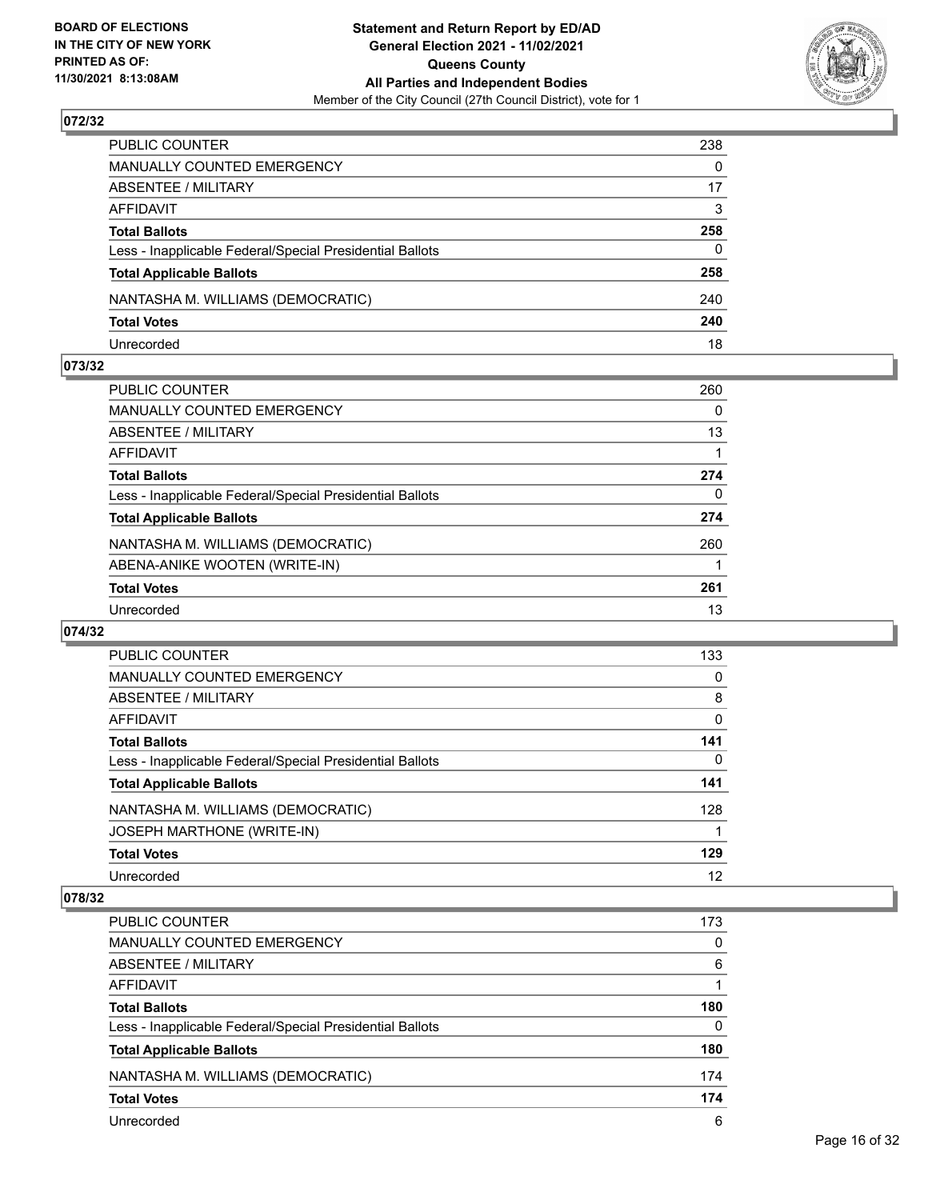**Statement and Return Report by ED/AD**
**General Election 2021 - 11/02/2021**
**Queens County**
**All Parties and Independent Bodies**
Member of the City Council (27th Council District), vote for 1

BOARD OF ELECTIONS IN THE CITY OF NEW YORK PRINTED AS OF: 11/30/2021 8:13:08AM

## 072/32

| | |
|---|---|
| PUBLIC COUNTER | 238 |
| MANUALLY COUNTED EMERGENCY | 0 |
| ABSENTEE / MILITARY | 17 |
| AFFIDAVIT | 3 |
| **Total Ballots** | **258** |
| Less - Inapplicable Federal/Special Presidential Ballots | 0 |
| **Total Applicable Ballots** | **258** |
| NANTASHA M. WILLIAMS (DEMOCRATIC) | 240 |
| **Total Votes** | **240** |
| Unrecorded | 18 |

## 073/32

| | |
|---|---|
| PUBLIC COUNTER | 260 |
| MANUALLY COUNTED EMERGENCY | 0 |
| ABSENTEE / MILITARY | 13 |
| AFFIDAVIT | 1 |
| **Total Ballots** | **274** |
| Less - Inapplicable Federal/Special Presidential Ballots | 0 |
| **Total Applicable Ballots** | **274** |
| NANTASHA M. WILLIAMS (DEMOCRATIC) | 260 |
| ABENA-ANIKE WOOTEN (WRITE-IN) | 1 |
| **Total Votes** | **261** |
| Unrecorded | 13 |

## 074/32

| | |
|---|---|
| PUBLIC COUNTER | 133 |
| MANUALLY COUNTED EMERGENCY | 0 |
| ABSENTEE / MILITARY | 8 |
| AFFIDAVIT | 0 |
| **Total Ballots** | **141** |
| Less - Inapplicable Federal/Special Presidential Ballots | 0 |
| **Total Applicable Ballots** | **141** |
| NANTASHA M. WILLIAMS (DEMOCRATIC) | 128 |
| JOSEPH MARTHONE (WRITE-IN) | 1 |
| **Total Votes** | **129** |
| Unrecorded | 12 |

## 078/32

| | |
|---|---|
| PUBLIC COUNTER | 173 |
| MANUALLY COUNTED EMERGENCY | 0 |
| ABSENTEE / MILITARY | 6 |
| AFFIDAVIT | 1 |
| **Total Ballots** | **180** |
| Less - Inapplicable Federal/Special Presidential Ballots | 0 |
| **Total Applicable Ballots** | **180** |
| NANTASHA M. WILLIAMS (DEMOCRATIC) | 174 |
| **Total Votes** | **174** |
| Unrecorded | 6 |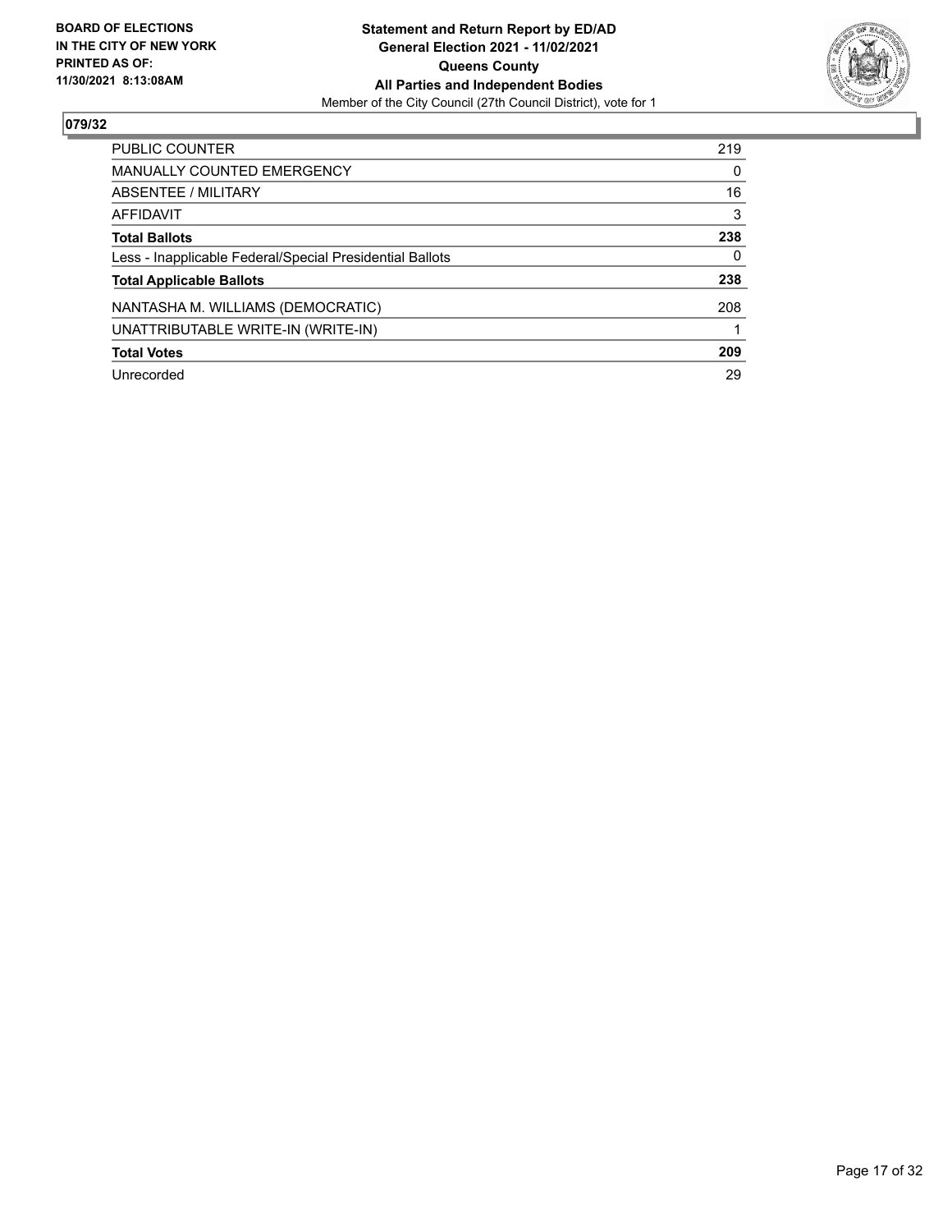**BOARD OF ELECTIONS IN THE CITY OF NEW YORK PRINTED AS OF: 11/30/2021 8:13:08AM**

**Statement and Return Report by ED/AD General Election 2021 - 11/02/2021 Queens County All Parties and Independent Bodies**
Member of the City Council (27th Council District), vote for 1

## 079/32

| | |
|---|---|
| PUBLIC COUNTER | 219 |
| MANUALLY COUNTED EMERGENCY | 0 |
| ABSENTEE / MILITARY | 16 |
| AFFIDAVIT | 3 |
| **Total Ballots** | **238** |
| Less - Inapplicable Federal/Special Presidential Ballots | 0 |
| **Total Applicable Ballots** | **238** |
| NANTASHA M. WILLIAMS (DEMOCRATIC) | 208 |
| UNATTRIBUTABLE WRITE-IN (WRITE-IN) | 1 |
| **Total Votes** | **209** |
| Unrecorded | 29 |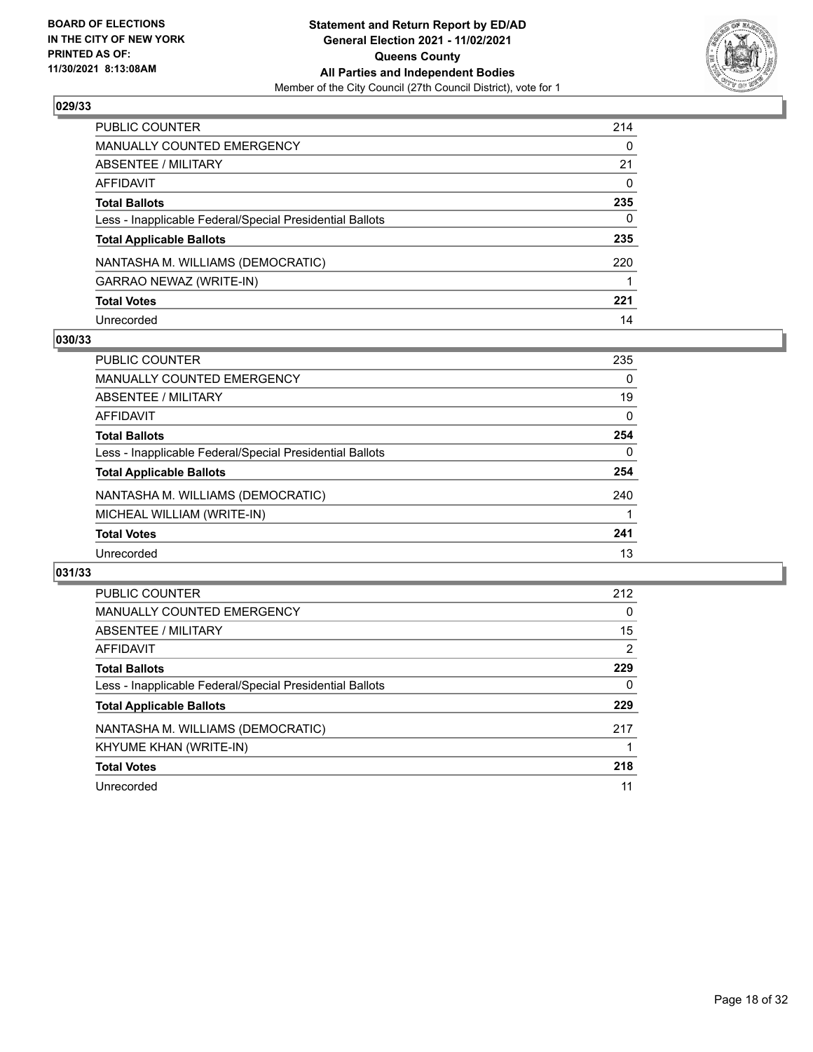## 029/33

| | |
|---|---|
| PUBLIC COUNTER | 214 |
| MANUALLY COUNTED EMERGENCY | 0 |
| ABSENTEE / MILITARY | 21 |
| AFFIDAVIT | 0 |
| **Total Ballots** | **235** |
| Less - Inapplicable Federal/Special Presidential Ballots | 0 |
| **Total Applicable Ballots** | **235** |
| NANTASHA M. WILLIAMS (DEMOCRATIC) | 220 |
| GARRAO NEWAZ (WRITE-IN) | 1 |
| **Total Votes** | **221** |
| Unrecorded | 14 |

## 030/33

| | |
|---|---|
| PUBLIC COUNTER | 235 |
| MANUALLY COUNTED EMERGENCY | 0 |
| ABSENTEE / MILITARY | 19 |
| AFFIDAVIT | 0 |
| **Total Ballots** | **254** |
| Less - Inapplicable Federal/Special Presidential Ballots | 0 |
| **Total Applicable Ballots** | **254** |
| NANTASHA M. WILLIAMS (DEMOCRATIC) | 240 |
| MICHEAL WILLIAM (WRITE-IN) | 1 |
| **Total Votes** | **241** |
| Unrecorded | 13 |

## 031/33

| | |
|---|---|
| PUBLIC COUNTER | 212 |
| MANUALLY COUNTED EMERGENCY | 0 |
| ABSENTEE / MILITARY | 15 |
| AFFIDAVIT | 2 |
| **Total Ballots** | **229** |
| Less - Inapplicable Federal/Special Presidential Ballots | 0 |
| **Total Applicable Ballots** | **229** |
| NANTASHA M. WILLIAMS (DEMOCRATIC) | 217 |
| KHYUME KHAN (WRITE-IN) | 1 |
| **Total Votes** | **218** |
| Unrecorded | 11 |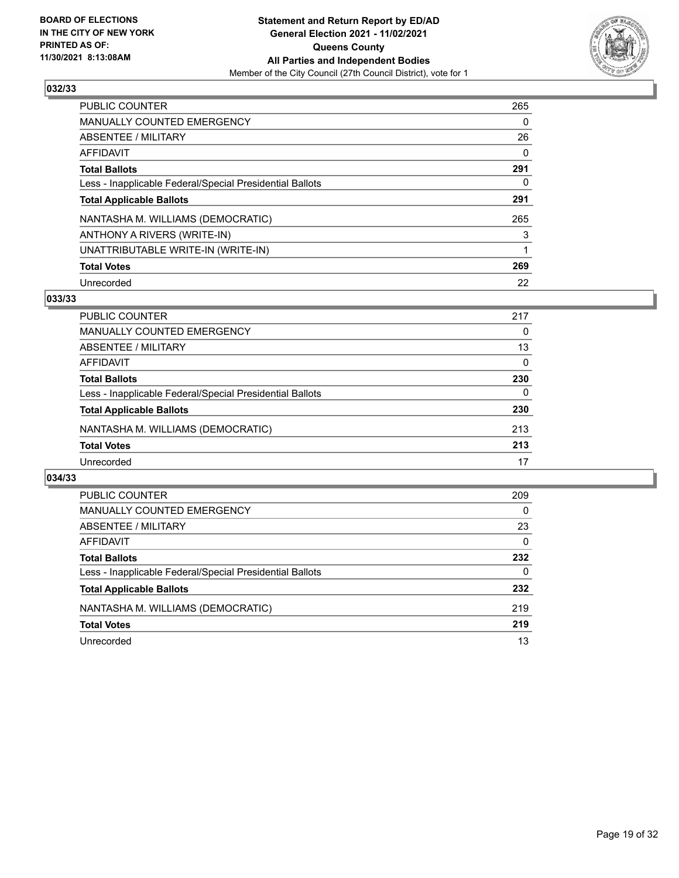## 032/33

| | |
|---|---|
| PUBLIC COUNTER | 265 |
| MANUALLY COUNTED EMERGENCY | 0 |
| ABSENTEE / MILITARY | 26 |
| AFFIDAVIT | 0 |
| **Total Ballots** | **291** |
| Less - Inapplicable Federal/Special Presidential Ballots | 0 |
| **Total Applicable Ballots** | **291** |
| NANTASHA M. WILLIAMS (DEMOCRATIC) | 265 |
| ANTHONY A RIVERS (WRITE-IN) | 3 |
| UNATTRIBUTABLE WRITE-IN (WRITE-IN) | 1 |
| **Total Votes** | **269** |
| Unrecorded | 22 |

## 033/33

| | |
|---|---|
| PUBLIC COUNTER | 217 |
| MANUALLY COUNTED EMERGENCY | 0 |
| ABSENTEE / MILITARY | 13 |
| AFFIDAVIT | 0 |
| **Total Ballots** | **230** |
| Less - Inapplicable Federal/Special Presidential Ballots | 0 |
| **Total Applicable Ballots** | **230** |
| NANTASHA M. WILLIAMS (DEMOCRATIC) | 213 |
| **Total Votes** | **213** |
| Unrecorded | 17 |

## 034/33

| | |
|---|---|
| PUBLIC COUNTER | 209 |
| MANUALLY COUNTED EMERGENCY | 0 |
| ABSENTEE / MILITARY | 23 |
| AFFIDAVIT | 0 |
| **Total Ballots** | **232** |
| Less - Inapplicable Federal/Special Presidential Ballots | 0 |
| **Total Applicable Ballots** | **232** |
| NANTASHA M. WILLIAMS (DEMOCRATIC) | 219 |
| **Total Votes** | **219** |
| Unrecorded | 13 |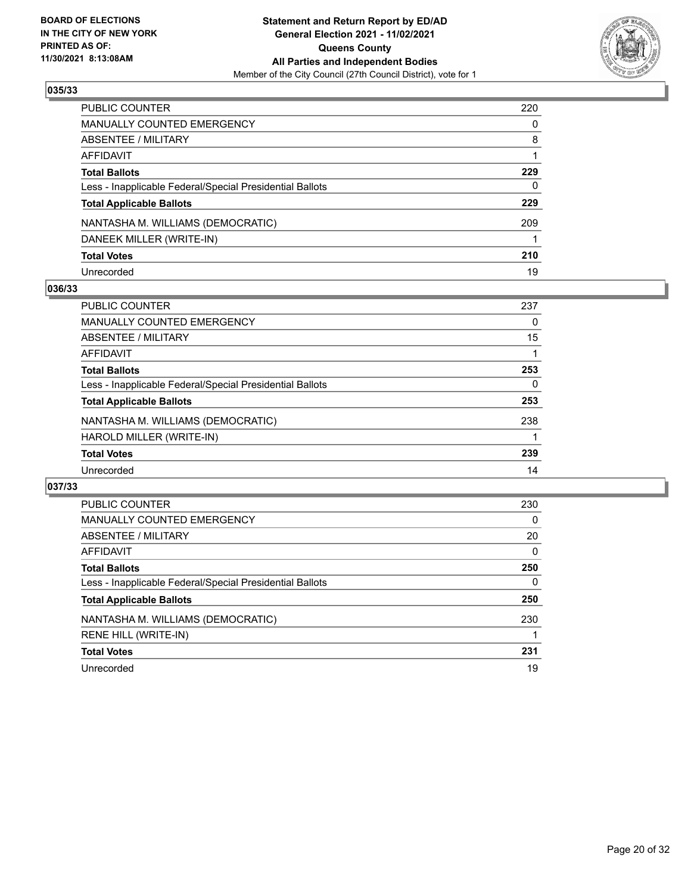**BOARD OF ELECTIONS IN THE CITY OF NEW YORK PRINTED AS OF: 11/30/2021 8:13:08AM**

**Statement and Return Report by ED/AD General Election 2021 - 11/02/2021 Queens County All Parties and Independent Bodies**
Member of the City Council (27th Council District), vote for 1

### 035/33

| | |
|---|---|
| PUBLIC COUNTER | 220 |
| MANUALLY COUNTED EMERGENCY | 0 |
| ABSENTEE / MILITARY | 8 |
| AFFIDAVIT | 1 |
| **Total Ballots** | **229** |
| Less - Inapplicable Federal/Special Presidential Ballots | 0 |
| **Total Applicable Ballots** | **229** |
| NANTASHA M. WILLIAMS (DEMOCRATIC) | 209 |
| DANEEK MILLER (WRITE-IN) | 1 |
| **Total Votes** | **210** |
| Unrecorded | 19 |

### 036/33

| | |
|---|---|
| PUBLIC COUNTER | 237 |
| MANUALLY COUNTED EMERGENCY | 0 |
| ABSENTEE / MILITARY | 15 |
| AFFIDAVIT | 1 |
| **Total Ballots** | **253** |
| Less - Inapplicable Federal/Special Presidential Ballots | 0 |
| **Total Applicable Ballots** | **253** |
| NANTASHA M. WILLIAMS (DEMOCRATIC) | 238 |
| HAROLD MILLER (WRITE-IN) | 1 |
| **Total Votes** | **239** |
| Unrecorded | 14 |

### 037/33

| | |
|---|---|
| PUBLIC COUNTER | 230 |
| MANUALLY COUNTED EMERGENCY | 0 |
| ABSENTEE / MILITARY | 20 |
| AFFIDAVIT | 0 |
| **Total Ballots** | **250** |
| Less - Inapplicable Federal/Special Presidential Ballots | 0 |
| **Total Applicable Ballots** | **250** |
| NANTASHA M. WILLIAMS (DEMOCRATIC) | 230 |
| RENE HILL (WRITE-IN) | 1 |
| **Total Votes** | **231** |
| Unrecorded | 19 |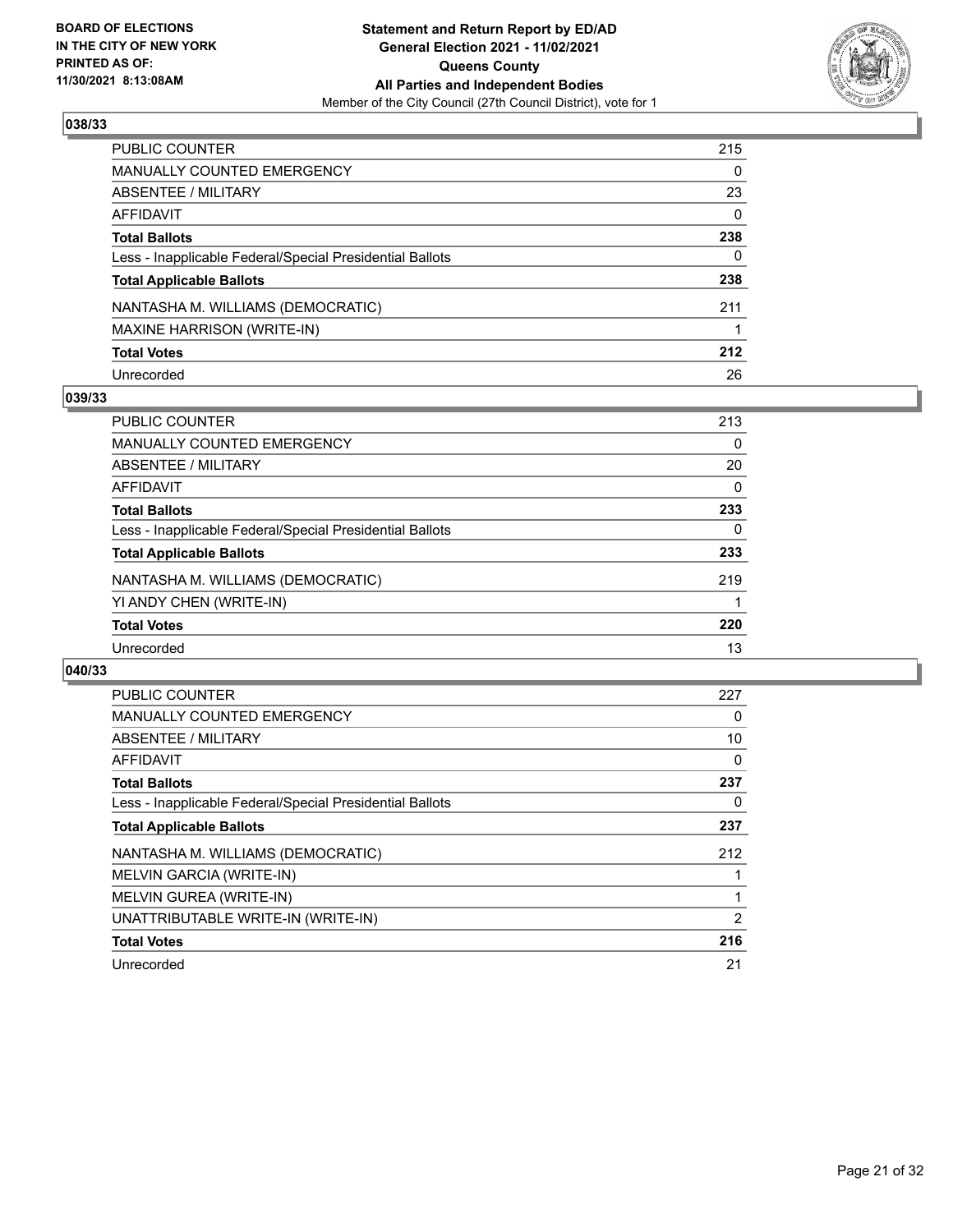**BOARD OF ELECTIONS IN THE CITY OF NEW YORK PRINTED AS OF: 11/30/2021 8:13:08AM**

**Statement and Return Report by ED/AD General Election 2021 - 11/02/2021 Queens County All Parties and Independent Bodies**

Member of the City Council (27th Council District), vote for 1

### 038/33

| | |
|---|---|
| PUBLIC COUNTER | 215 |
| MANUALLY COUNTED EMERGENCY | 0 |
| ABSENTEE / MILITARY | 23 |
| AFFIDAVIT | 0 |
| **Total Ballots** | **238** |
| Less - Inapplicable Federal/Special Presidential Ballots | 0 |
| **Total Applicable Ballots** | **238** |
| NANTASHA M. WILLIAMS (DEMOCRATIC) | 211 |
| MAXINE HARRISON (WRITE-IN) | 1 |
| **Total Votes** | **212** |
| Unrecorded | 26 |

### 039/33

| | |
|---|---|
| PUBLIC COUNTER | 213 |
| MANUALLY COUNTED EMERGENCY | 0 |
| ABSENTEE / MILITARY | 20 |
| AFFIDAVIT | 0 |
| **Total Ballots** | **233** |
| Less - Inapplicable Federal/Special Presidential Ballots | 0 |
| **Total Applicable Ballots** | **233** |
| NANTASHA M. WILLIAMS (DEMOCRATIC) | 219 |
| YI ANDY CHEN (WRITE-IN) | 1 |
| **Total Votes** | **220** |
| Unrecorded | 13 |

### 040/33

| | |
|---|---|
| PUBLIC COUNTER | 227 |
| MANUALLY COUNTED EMERGENCY | 0 |
| ABSENTEE / MILITARY | 10 |
| AFFIDAVIT | 0 |
| **Total Ballots** | **237** |
| Less - Inapplicable Federal/Special Presidential Ballots | 0 |
| **Total Applicable Ballots** | **237** |
| NANTASHA M. WILLIAMS (DEMOCRATIC) | 212 |
| MELVIN GARCIA (WRITE-IN) | 1 |
| MELVIN GUREA (WRITE-IN) | 1 |
| UNATTRIBUTABLE WRITE-IN (WRITE-IN) | 2 |
| **Total Votes** | **216** |
| Unrecorded | 21 |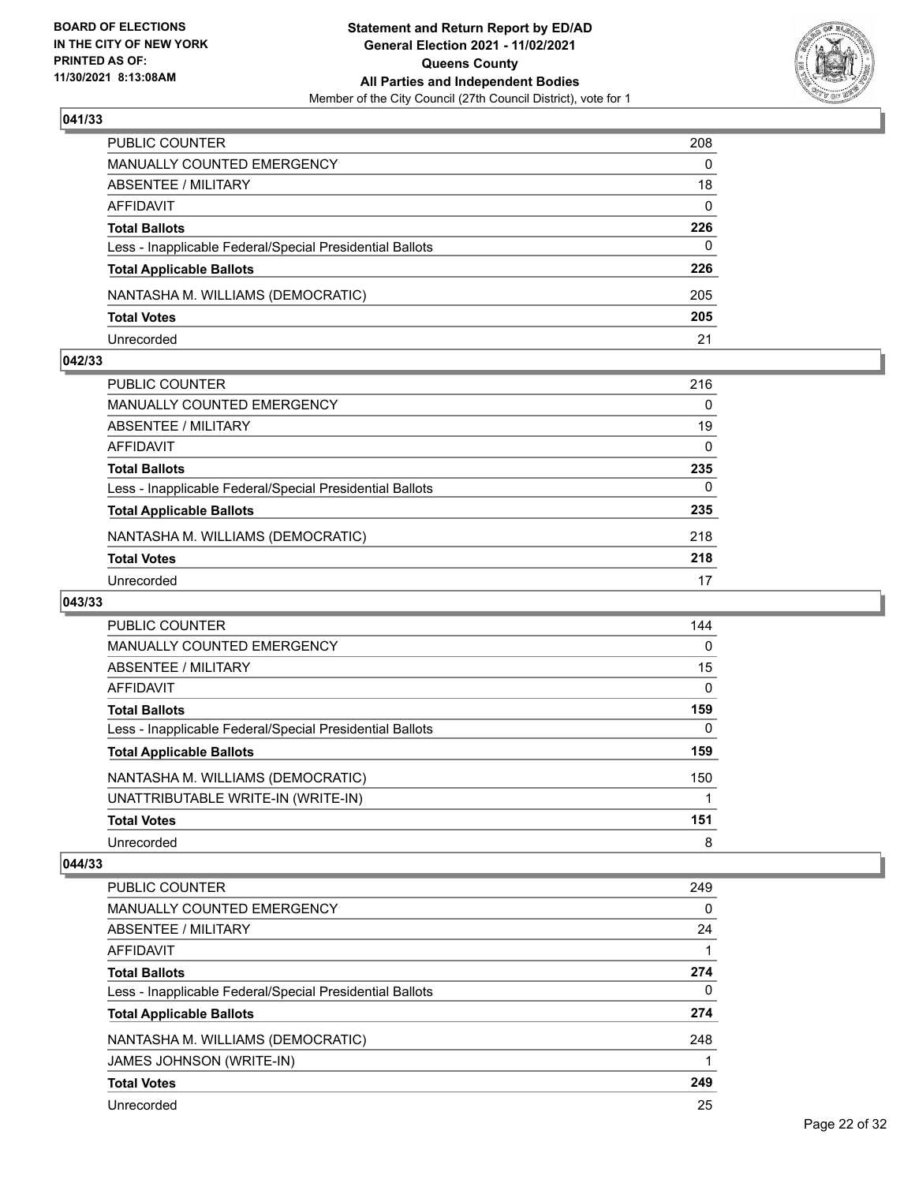**BOARD OF ELECTIONS IN THE CITY OF NEW YORK PRINTED AS OF: 11/30/2021 8:13:08AM**

**Statement and Return Report by ED/AD**
**General Election 2021 - 11/02/2021**
**Queens County**
**All Parties and Independent Bodies**
Member of the City Council (27th Council District), vote for 1

## 041/33

| | |
|---|---|
| PUBLIC COUNTER | 208 |
| MANUALLY COUNTED EMERGENCY | 0 |
| ABSENTEE / MILITARY | 18 |
| AFFIDAVIT | 0 |
| **Total Ballots** | **226** |
| Less - Inapplicable Federal/Special Presidential Ballots | 0 |
| **Total Applicable Ballots** | **226** |
| NANTASHA M. WILLIAMS (DEMOCRATIC) | 205 |
| **Total Votes** | **205** |
| Unrecorded | 21 |

## 042/33

| | |
|---|---|
| PUBLIC COUNTER | 216 |
| MANUALLY COUNTED EMERGENCY | 0 |
| ABSENTEE / MILITARY | 19 |
| AFFIDAVIT | 0 |
| **Total Ballots** | **235** |
| Less - Inapplicable Federal/Special Presidential Ballots | 0 |
| **Total Applicable Ballots** | **235** |
| NANTASHA M. WILLIAMS (DEMOCRATIC) | 218 |
| **Total Votes** | **218** |
| Unrecorded | 17 |

## 043/33

| | |
|---|---|
| PUBLIC COUNTER | 144 |
| MANUALLY COUNTED EMERGENCY | 0 |
| ABSENTEE / MILITARY | 15 |
| AFFIDAVIT | 0 |
| **Total Ballots** | **159** |
| Less - Inapplicable Federal/Special Presidential Ballots | 0 |
| **Total Applicable Ballots** | **159** |
| NANTASHA M. WILLIAMS (DEMOCRATIC) | 150 |
| UNATTRIBUTABLE WRITE-IN (WRITE-IN) | 1 |
| **Total Votes** | **151** |
| Unrecorded | 8 |

## 044/33

| | |
|---|---|
| PUBLIC COUNTER | 249 |
| MANUALLY COUNTED EMERGENCY | 0 |
| ABSENTEE / MILITARY | 24 |
| AFFIDAVIT | 1 |
| **Total Ballots** | **274** |
| Less - Inapplicable Federal/Special Presidential Ballots | 0 |
| **Total Applicable Ballots** | **274** |
| NANTASHA M. WILLIAMS (DEMOCRATIC) | 248 |
| JAMES JOHNSON (WRITE-IN) | 1 |
| **Total Votes** | **249** |
| Unrecorded | 25 |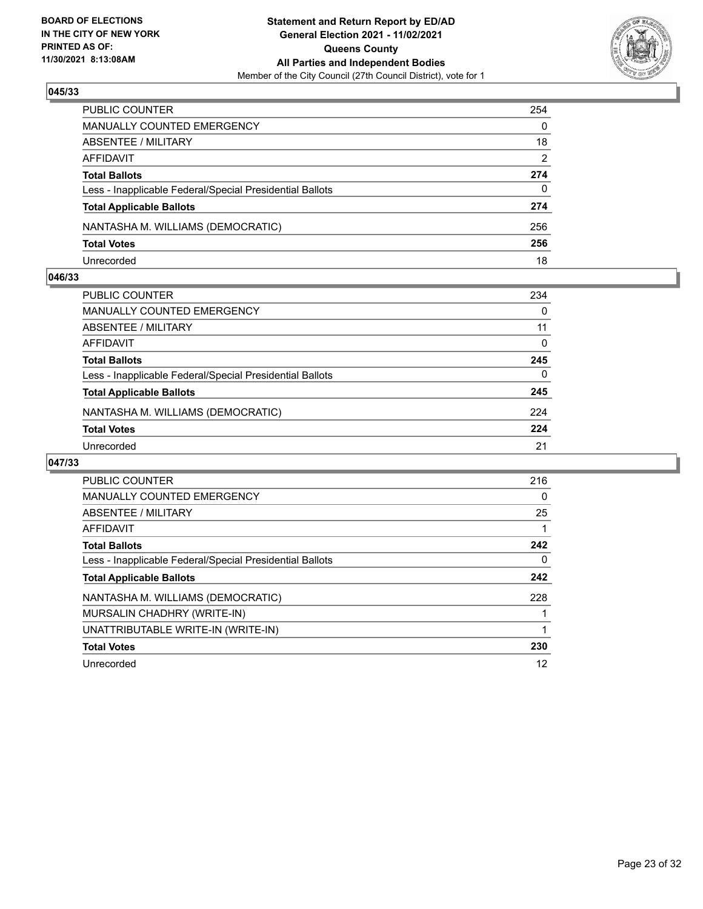**BOARD OF ELECTIONS IN THE CITY OF NEW YORK PRINTED AS OF: 11/30/2021 8:13:08AM**

**Statement and Return Report by ED/AD General Election 2021 - 11/02/2021 Queens County All Parties and Independent Bodies**

Member of the City Council (27th Council District), vote for 1

### 045/33

| | |
|---|---|
| PUBLIC COUNTER | 254 |
| MANUALLY COUNTED EMERGENCY | 0 |
| ABSENTEE / MILITARY | 18 |
| AFFIDAVIT | 2 |
| **Total Ballots** | **274** |
| Less - Inapplicable Federal/Special Presidential Ballots | 0 |
| **Total Applicable Ballots** | **274** |
| NANTASHA M. WILLIAMS (DEMOCRATIC) | 256 |
| **Total Votes** | **256** |
| Unrecorded | 18 |

### 046/33

| | |
|---|---|
| PUBLIC COUNTER | 234 |
| MANUALLY COUNTED EMERGENCY | 0 |
| ABSENTEE / MILITARY | 11 |
| AFFIDAVIT | 0 |
| **Total Ballots** | **245** |
| Less - Inapplicable Federal/Special Presidential Ballots | 0 |
| **Total Applicable Ballots** | **245** |
| NANTASHA M. WILLIAMS (DEMOCRATIC) | 224 |
| **Total Votes** | **224** |
| Unrecorded | 21 |

### 047/33

| | |
|---|---|
| PUBLIC COUNTER | 216 |
| MANUALLY COUNTED EMERGENCY | 0 |
| ABSENTEE / MILITARY | 25 |
| AFFIDAVIT | 1 |
| **Total Ballots** | **242** |
| Less - Inapplicable Federal/Special Presidential Ballots | 0 |
| **Total Applicable Ballots** | **242** |
| NANTASHA M. WILLIAMS (DEMOCRATIC) | 228 |
| MURSALIN CHADHRY (WRITE-IN) | 1 |
| UNATTRIBUTABLE WRITE-IN (WRITE-IN) | 1 |
| **Total Votes** | **230** |
| Unrecorded | 12 |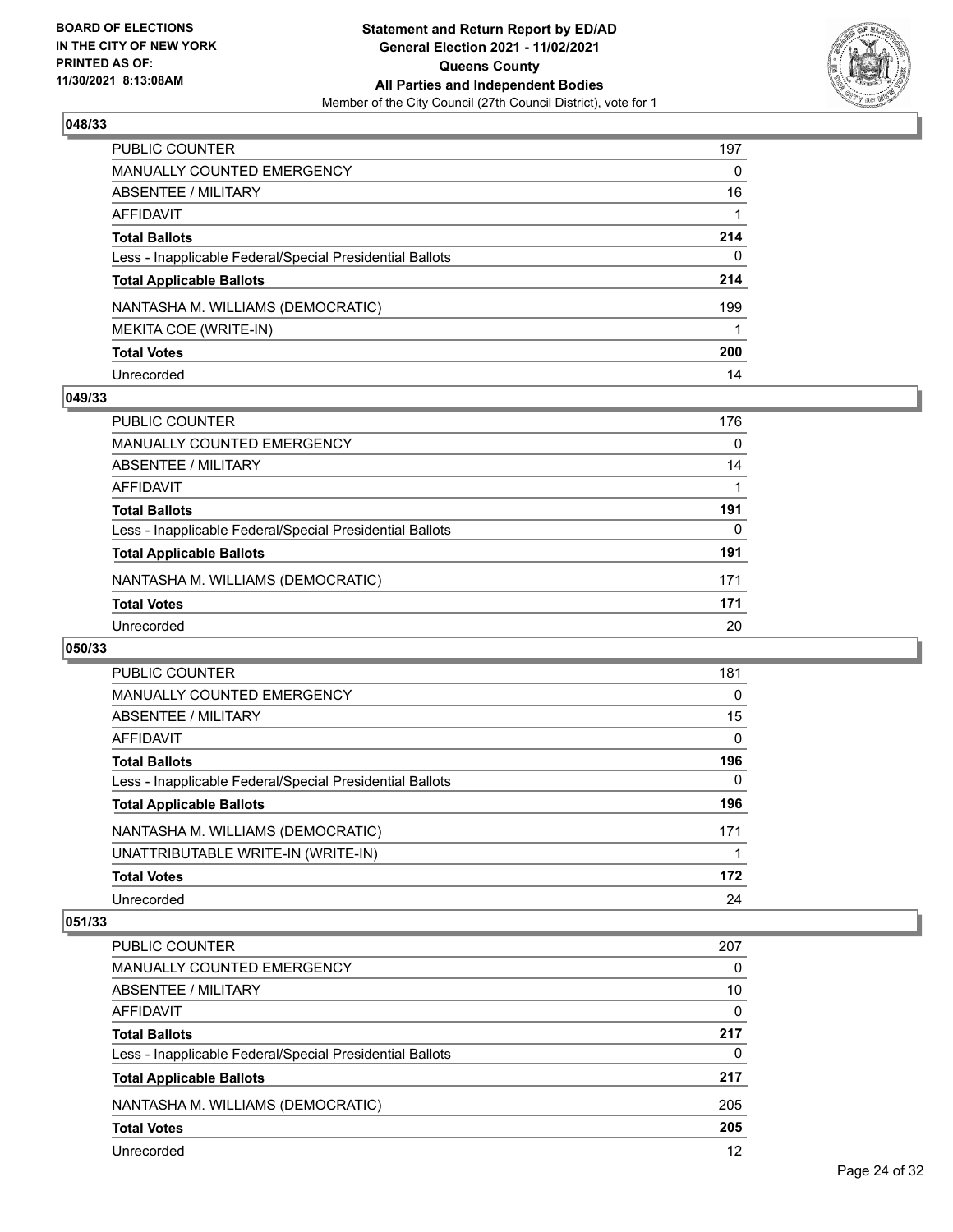**BOARD OF ELECTIONS IN THE CITY OF NEW YORK PRINTED AS OF: 11/30/2021 8:13:08AM**

**Statement and Return Report by ED/AD General Election 2021 - 11/02/2021 Queens County All Parties and Independent Bodies**

Member of the City Council (27th Council District), vote for 1

## 048/33

| | |
|---|---|
| PUBLIC COUNTER | 197 |
| MANUALLY COUNTED EMERGENCY | 0 |
| ABSENTEE / MILITARY | 16 |
| AFFIDAVIT | 1 |
| **Total Ballots** | **214** |
| Less - Inapplicable Federal/Special Presidential Ballots | 0 |
| **Total Applicable Ballots** | **214** |
| NANTASHA M. WILLIAMS (DEMOCRATIC) | 199 |
| MEKITA COE (WRITE-IN) | 1 |
| **Total Votes** | **200** |
| Unrecorded | 14 |

## 049/33

| | |
|---|---|
| PUBLIC COUNTER | 176 |
| MANUALLY COUNTED EMERGENCY | 0 |
| ABSENTEE / MILITARY | 14 |
| AFFIDAVIT | 1 |
| **Total Ballots** | **191** |
| Less - Inapplicable Federal/Special Presidential Ballots | 0 |
| **Total Applicable Ballots** | **191** |
| NANTASHA M. WILLIAMS (DEMOCRATIC) | 171 |
| **Total Votes** | **171** |
| Unrecorded | 20 |

## 050/33

| | |
|---|---|
| PUBLIC COUNTER | 181 |
| MANUALLY COUNTED EMERGENCY | 0 |
| ABSENTEE / MILITARY | 15 |
| AFFIDAVIT | 0 |
| **Total Ballots** | **196** |
| Less - Inapplicable Federal/Special Presidential Ballots | 0 |
| **Total Applicable Ballots** | **196** |
| NANTASHA M. WILLIAMS (DEMOCRATIC) | 171 |
| UNATTRIBUTABLE WRITE-IN (WRITE-IN) | 1 |
| **Total Votes** | **172** |
| Unrecorded | 24 |

## 051/33

| | |
|---|---|
| PUBLIC COUNTER | 207 |
| MANUALLY COUNTED EMERGENCY | 0 |
| ABSENTEE / MILITARY | 10 |
| AFFIDAVIT | 0 |
| **Total Ballots** | **217** |
| Less - Inapplicable Federal/Special Presidential Ballots | 0 |
| **Total Applicable Ballots** | **217** |
| NANTASHA M. WILLIAMS (DEMOCRATIC) | 205 |
| **Total Votes** | **205** |
| Unrecorded | 12 |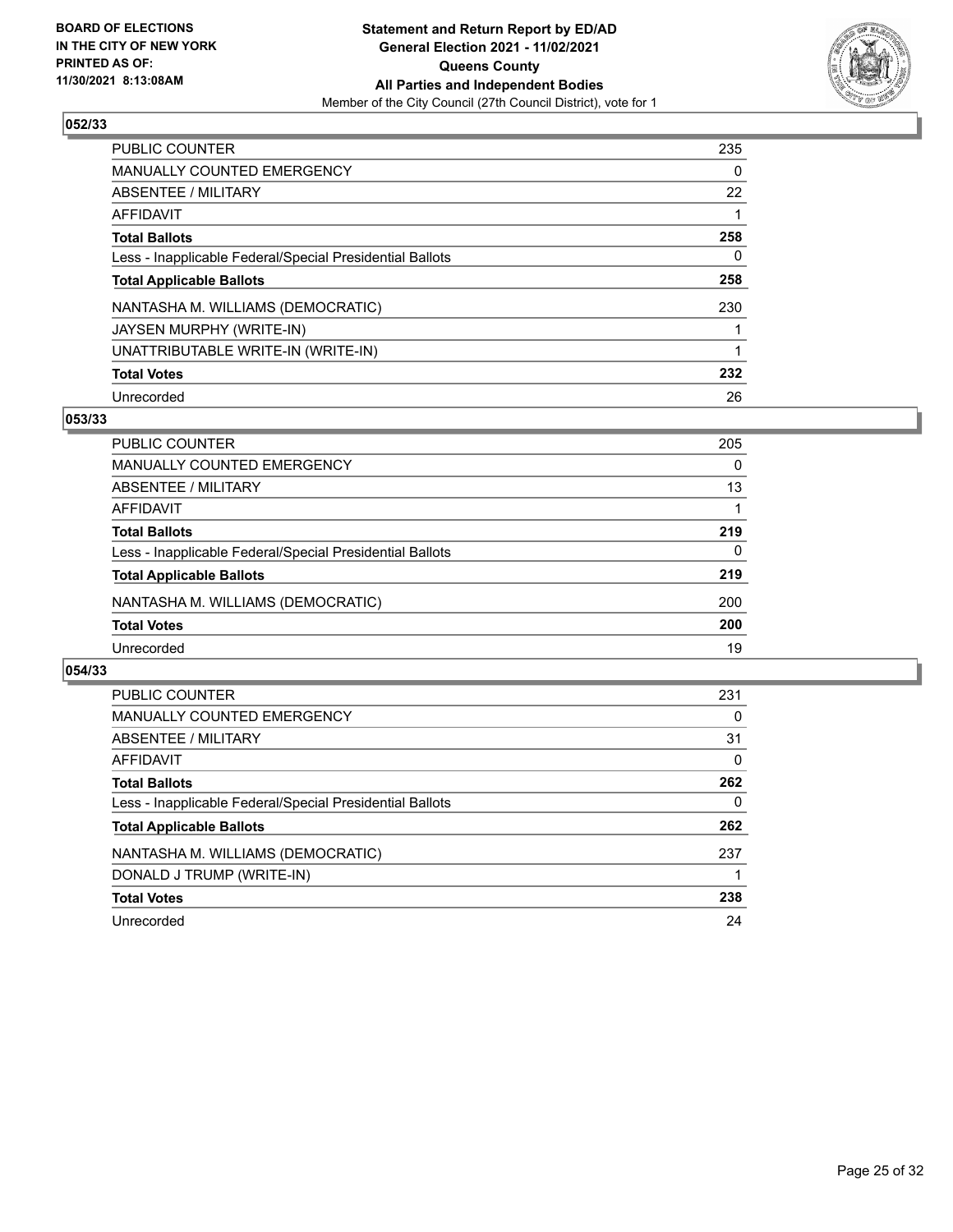**BOARD OF ELECTIONS IN THE CITY OF NEW YORK PRINTED AS OF: 11/30/2021 8:13:08AM**

**Statement and Return Report by ED/AD General Election 2021 - 11/02/2021 Queens County All Parties and Independent Bodies**

Member of the City Council (27th Council District), vote for 1

## 052/33

| | |
|---|---|
| PUBLIC COUNTER | 235 |
| MANUALLY COUNTED EMERGENCY | 0 |
| ABSENTEE / MILITARY | 22 |
| AFFIDAVIT | 1 |
| **Total Ballots** | **258** |
| Less - Inapplicable Federal/Special Presidential Ballots | 0 |
| **Total Applicable Ballots** | **258** |
| NANTASHA M. WILLIAMS (DEMOCRATIC) | 230 |
| JAYSEN MURPHY (WRITE-IN) | 1 |
| UNATTRIBUTABLE WRITE-IN (WRITE-IN) | 1 |
| **Total Votes** | **232** |
| Unrecorded | 26 |

## 053/33

| | |
|---|---|
| PUBLIC COUNTER | 205 |
| MANUALLY COUNTED EMERGENCY | 0 |
| ABSENTEE / MILITARY | 13 |
| AFFIDAVIT | 1 |
| **Total Ballots** | **219** |
| Less - Inapplicable Federal/Special Presidential Ballots | 0 |
| **Total Applicable Ballots** | **219** |
| NANTASHA M. WILLIAMS (DEMOCRATIC) | 200 |
| **Total Votes** | **200** |
| Unrecorded | 19 |

## 054/33

| | |
|---|---|
| PUBLIC COUNTER | 231 |
| MANUALLY COUNTED EMERGENCY | 0 |
| ABSENTEE / MILITARY | 31 |
| AFFIDAVIT | 0 |
| **Total Ballots** | **262** |
| Less - Inapplicable Federal/Special Presidential Ballots | 0 |
| **Total Applicable Ballots** | **262** |
| NANTASHA M. WILLIAMS (DEMOCRATIC) | 237 |
| DONALD J TRUMP (WRITE-IN) | 1 |
| **Total Votes** | **238** |
| Unrecorded | 24 |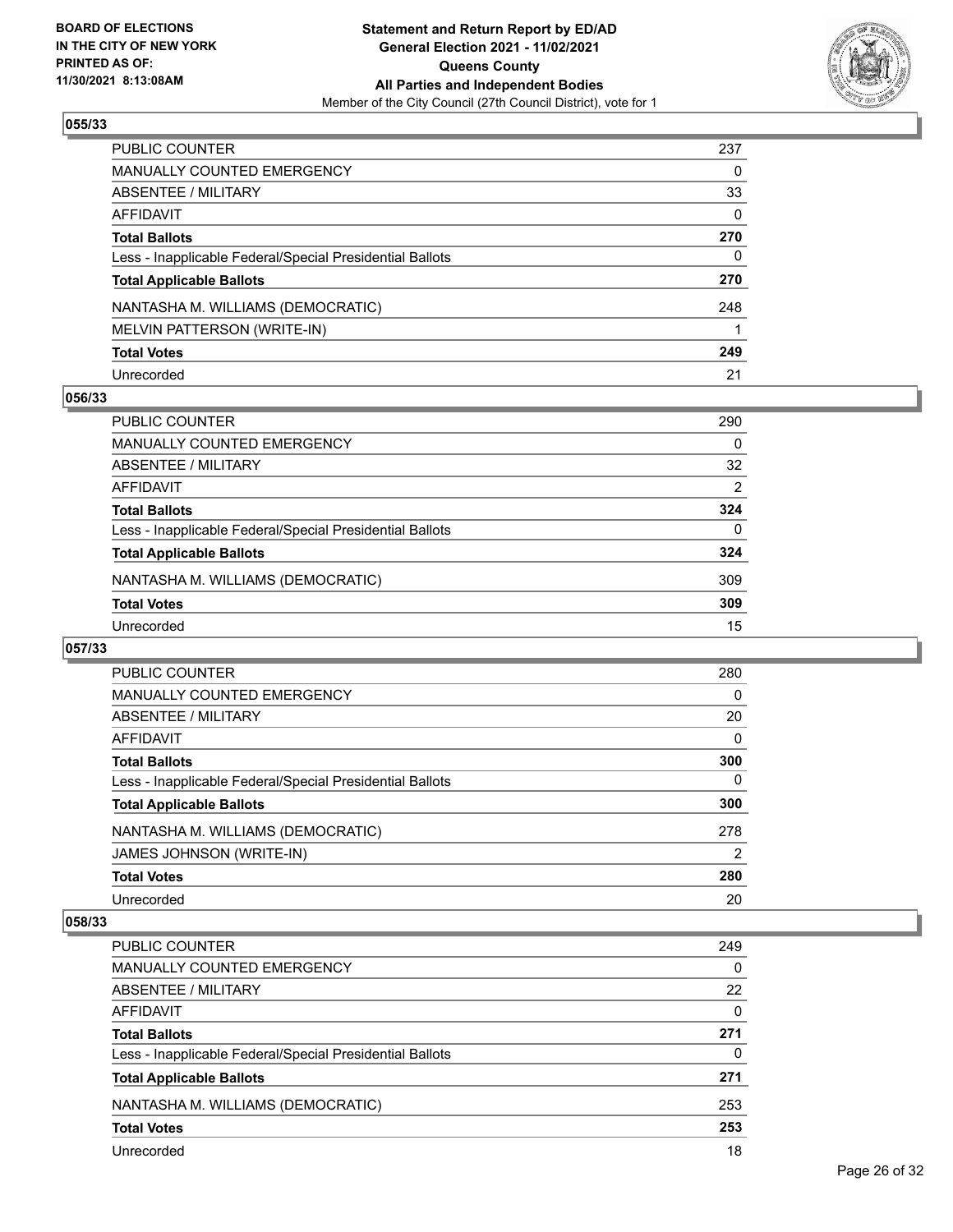## 055/33

| | |
|---|---|
| PUBLIC COUNTER | 237 |
| MANUALLY COUNTED EMERGENCY | 0 |
| ABSENTEE / MILITARY | 33 |
| AFFIDAVIT | 0 |
| **Total Ballots** | **270** |
| Less - Inapplicable Federal/Special Presidential Ballots | 0 |
| **Total Applicable Ballots** | **270** |
| NANTASHA M. WILLIAMS (DEMOCRATIC) | 248 |
| MELVIN PATTERSON (WRITE-IN) | 1 |
| **Total Votes** | **249** |
| Unrecorded | 21 |

## 056/33

| | |
|---|---|
| PUBLIC COUNTER | 290 |
| MANUALLY COUNTED EMERGENCY | 0 |
| ABSENTEE / MILITARY | 32 |
| AFFIDAVIT | 2 |
| **Total Ballots** | **324** |
| Less - Inapplicable Federal/Special Presidential Ballots | 0 |
| **Total Applicable Ballots** | **324** |
| NANTASHA M. WILLIAMS (DEMOCRATIC) | 309 |
| **Total Votes** | **309** |
| Unrecorded | 15 |

## 057/33

| | |
|---|---|
| PUBLIC COUNTER | 280 |
| MANUALLY COUNTED EMERGENCY | 0 |
| ABSENTEE / MILITARY | 20 |
| AFFIDAVIT | 0 |
| **Total Ballots** | **300** |
| Less - Inapplicable Federal/Special Presidential Ballots | 0 |
| **Total Applicable Ballots** | **300** |
| NANTASHA M. WILLIAMS (DEMOCRATIC) | 278 |
| JAMES JOHNSON (WRITE-IN) | 2 |
| **Total Votes** | **280** |
| Unrecorded | 20 |

## 058/33

| | |
|---|---|
| PUBLIC COUNTER | 249 |
| MANUALLY COUNTED EMERGENCY | 0 |
| ABSENTEE / MILITARY | 22 |
| AFFIDAVIT | 0 |
| **Total Ballots** | **271** |
| Less - Inapplicable Federal/Special Presidential Ballots | 0 |
| **Total Applicable Ballots** | **271** |
| NANTASHA M. WILLIAMS (DEMOCRATIC) | 253 |
| **Total Votes** | **253** |
| Unrecorded | 18 |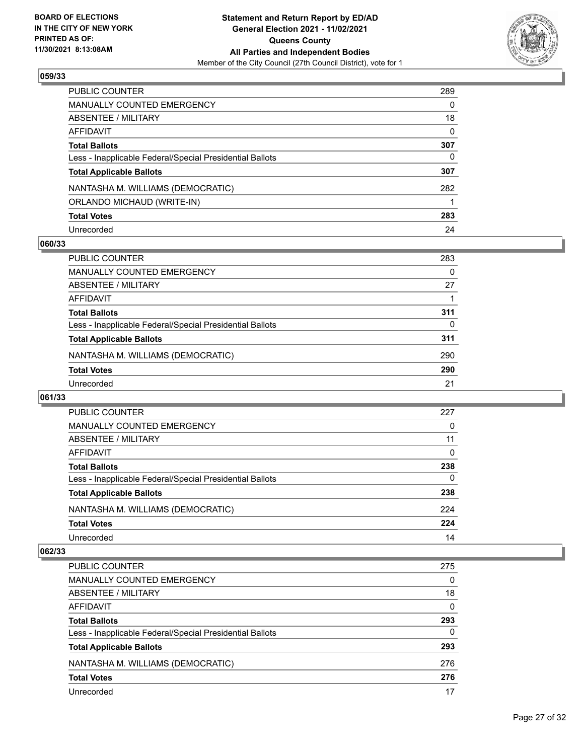**BOARD OF ELECTIONS IN THE CITY OF NEW YORK PRINTED AS OF: 11/30/2021 8:13:08AM**

**Statement and Return Report by ED/AD General Election 2021 - 11/02/2021 Queens County All Parties and Independent Bodies**
Member of the City Council (27th Council District), vote for 1

## 059/33

| | |
|---|---|
| PUBLIC COUNTER | 289 |
| MANUALLY COUNTED EMERGENCY | 0 |
| ABSENTEE / MILITARY | 18 |
| AFFIDAVIT | 0 |
| **Total Ballots** | **307** |
| Less - Inapplicable Federal/Special Presidential Ballots | 0 |
| **Total Applicable Ballots** | **307** |
| NANTASHA M. WILLIAMS (DEMOCRATIC) | 282 |
| ORLANDO MICHAUD (WRITE-IN) | 1 |
| **Total Votes** | **283** |
| Unrecorded | 24 |

## 060/33

| | |
|---|---|
| PUBLIC COUNTER | 283 |
| MANUALLY COUNTED EMERGENCY | 0 |
| ABSENTEE / MILITARY | 27 |
| AFFIDAVIT | 1 |
| **Total Ballots** | **311** |
| Less - Inapplicable Federal/Special Presidential Ballots | 0 |
| **Total Applicable Ballots** | **311** |
| NANTASHA M. WILLIAMS (DEMOCRATIC) | 290 |
| **Total Votes** | **290** |
| Unrecorded | 21 |

## 061/33

| | |
|---|---|
| PUBLIC COUNTER | 227 |
| MANUALLY COUNTED EMERGENCY | 0 |
| ABSENTEE / MILITARY | 11 |
| AFFIDAVIT | 0 |
| **Total Ballots** | **238** |
| Less - Inapplicable Federal/Special Presidential Ballots | 0 |
| **Total Applicable Ballots** | **238** |
| NANTASHA M. WILLIAMS (DEMOCRATIC) | 224 |
| **Total Votes** | **224** |
| Unrecorded | 14 |

## 062/33

| | |
|---|---|
| PUBLIC COUNTER | 275 |
| MANUALLY COUNTED EMERGENCY | 0 |
| ABSENTEE / MILITARY | 18 |
| AFFIDAVIT | 0 |
| **Total Ballots** | **293** |
| Less - Inapplicable Federal/Special Presidential Ballots | 0 |
| **Total Applicable Ballots** | **293** |
| NANTASHA M. WILLIAMS (DEMOCRATIC) | 276 |
| **Total Votes** | **276** |
| Unrecorded | 17 |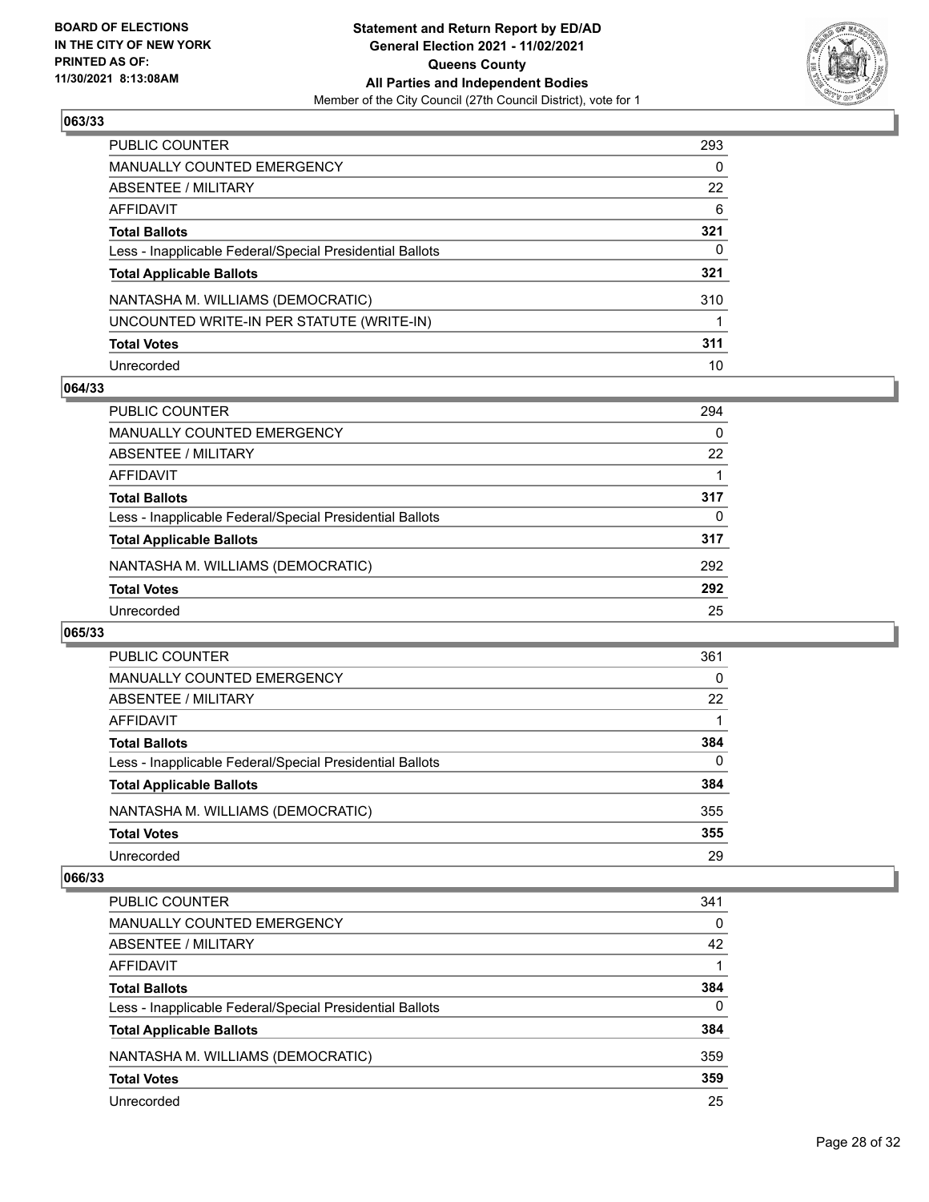### 063/33

| | |
|---|---|
| PUBLIC COUNTER | 293 |
| MANUALLY COUNTED EMERGENCY | 0 |
| ABSENTEE / MILITARY | 22 |
| AFFIDAVIT | 6 |
| **Total Ballots** | **321** |
| Less - Inapplicable Federal/Special Presidential Ballots | 0 |
| **Total Applicable Ballots** | **321** |
| NANTASHA M. WILLIAMS (DEMOCRATIC) | 310 |
| UNCOUNTED WRITE-IN PER STATUTE (WRITE-IN) | 1 |
| **Total Votes** | **311** |
| Unrecorded | 10 |

### 064/33

| | |
|---|---|
| PUBLIC COUNTER | 294 |
| MANUALLY COUNTED EMERGENCY | 0 |
| ABSENTEE / MILITARY | 22 |
| AFFIDAVIT | 1 |
| **Total Ballots** | **317** |
| Less - Inapplicable Federal/Special Presidential Ballots | 0 |
| **Total Applicable Ballots** | **317** |
| NANTASHA M. WILLIAMS (DEMOCRATIC) | 292 |
| **Total Votes** | **292** |
| Unrecorded | 25 |

### 065/33

| | |
|---|---|
| PUBLIC COUNTER | 361 |
| MANUALLY COUNTED EMERGENCY | 0 |
| ABSENTEE / MILITARY | 22 |
| AFFIDAVIT | 1 |
| **Total Ballots** | **384** |
| Less - Inapplicable Federal/Special Presidential Ballots | 0 |
| **Total Applicable Ballots** | **384** |
| NANTASHA M. WILLIAMS (DEMOCRATIC) | 355 |
| **Total Votes** | **355** |
| Unrecorded | 29 |

### 066/33

| | |
|---|---|
| PUBLIC COUNTER | 341 |
| MANUALLY COUNTED EMERGENCY | 0 |
| ABSENTEE / MILITARY | 42 |
| AFFIDAVIT | 1 |
| **Total Ballots** | **384** |
| Less - Inapplicable Federal/Special Presidential Ballots | 0 |
| **Total Applicable Ballots** | **384** |
| NANTASHA M. WILLIAMS (DEMOCRATIC) | 359 |
| **Total Votes** | **359** |
| Unrecorded | 25 |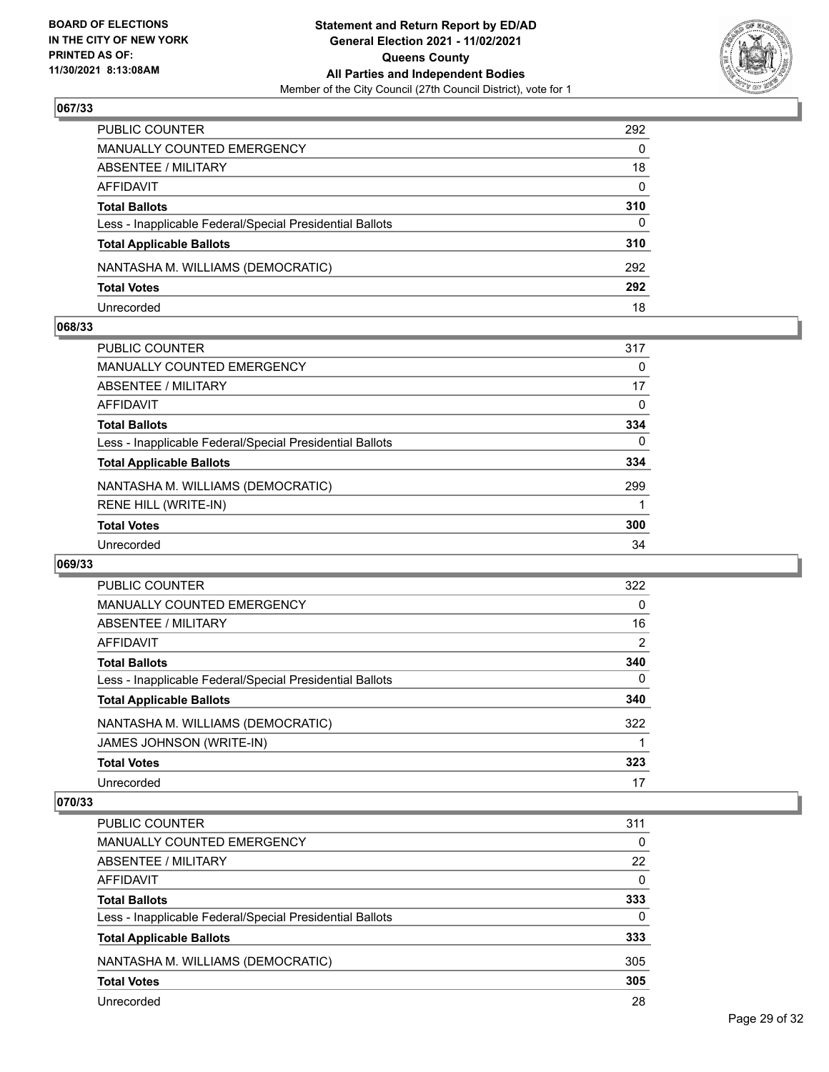**BOARD OF ELECTIONS IN THE CITY OF NEW YORK PRINTED AS OF: 11/30/2021 8:13:08AM**

**Statement and Return Report by ED/AD General Election 2021 - 11/02/2021 Queens County All Parties and Independent Bodies**

Member of the City Council (27th Council District), vote for 1

## 067/33

| | |
|---|---|
| PUBLIC COUNTER | 292 |
| MANUALLY COUNTED EMERGENCY | 0 |
| ABSENTEE / MILITARY | 18 |
| AFFIDAVIT | 0 |
| **Total Ballots** | **310** |
| Less - Inapplicable Federal/Special Presidential Ballots | 0 |
| **Total Applicable Ballots** | **310** |
| NANTASHA M. WILLIAMS (DEMOCRATIC) | 292 |
| **Total Votes** | **292** |
| Unrecorded | 18 |

## 068/33

| | |
|---|---|
| PUBLIC COUNTER | 317 |
| MANUALLY COUNTED EMERGENCY | 0 |
| ABSENTEE / MILITARY | 17 |
| AFFIDAVIT | 0 |
| **Total Ballots** | **334** |
| Less - Inapplicable Federal/Special Presidential Ballots | 0 |
| **Total Applicable Ballots** | **334** |
| NANTASHA M. WILLIAMS (DEMOCRATIC) | 299 |
| RENE HILL (WRITE-IN) | 1 |
| **Total Votes** | **300** |
| Unrecorded | 34 |

## 069/33

| | |
|---|---|
| PUBLIC COUNTER | 322 |
| MANUALLY COUNTED EMERGENCY | 0 |
| ABSENTEE / MILITARY | 16 |
| AFFIDAVIT | 2 |
| **Total Ballots** | **340** |
| Less - Inapplicable Federal/Special Presidential Ballots | 0 |
| **Total Applicable Ballots** | **340** |
| NANTASHA M. WILLIAMS (DEMOCRATIC) | 322 |
| JAMES JOHNSON (WRITE-IN) | 1 |
| **Total Votes** | **323** |
| Unrecorded | 17 |

## 070/33

| | |
|---|---|
| PUBLIC COUNTER | 311 |
| MANUALLY COUNTED EMERGENCY | 0 |
| ABSENTEE / MILITARY | 22 |
| AFFIDAVIT | 0 |
| **Total Ballots** | **333** |
| Less - Inapplicable Federal/Special Presidential Ballots | 0 |
| **Total Applicable Ballots** | **333** |
| NANTASHA M. WILLIAMS (DEMOCRATIC) | 305 |
| **Total Votes** | **305** |
| Unrecorded | 28 |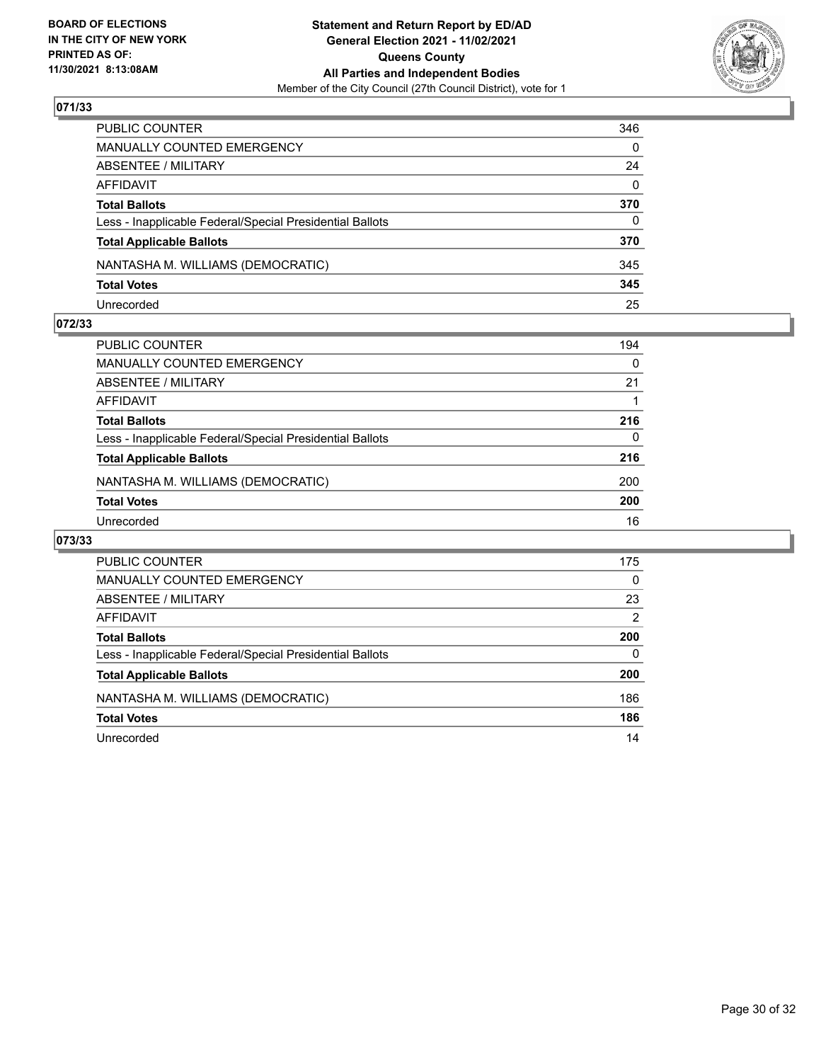## 071/33

| | |
|---|---|
| PUBLIC COUNTER | 346 |
| MANUALLY COUNTED EMERGENCY | 0 |
| ABSENTEE / MILITARY | 24 |
| AFFIDAVIT | 0 |
| **Total Ballots** | **370** |
| Less - Inapplicable Federal/Special Presidential Ballots | 0 |
| **Total Applicable Ballots** | **370** |
| NANTASHA M. WILLIAMS (DEMOCRATIC) | 345 |
| **Total Votes** | **345** |
| Unrecorded | 25 |

## 072/33

| | |
|---|---|
| PUBLIC COUNTER | 194 |
| MANUALLY COUNTED EMERGENCY | 0 |
| ABSENTEE / MILITARY | 21 |
| AFFIDAVIT | 1 |
| **Total Ballots** | **216** |
| Less - Inapplicable Federal/Special Presidential Ballots | 0 |
| **Total Applicable Ballots** | **216** |
| NANTASHA M. WILLIAMS (DEMOCRATIC) | 200 |
| **Total Votes** | **200** |
| Unrecorded | 16 |

## 073/33

| | |
|---|---|
| PUBLIC COUNTER | 175 |
| MANUALLY COUNTED EMERGENCY | 0 |
| ABSENTEE / MILITARY | 23 |
| AFFIDAVIT | 2 |
| **Total Ballots** | **200** |
| Less - Inapplicable Federal/Special Presidential Ballots | 0 |
| **Total Applicable Ballots** | **200** |
| NANTASHA M. WILLIAMS (DEMOCRATIC) | 186 |
| **Total Votes** | **186** |
| Unrecorded | 14 |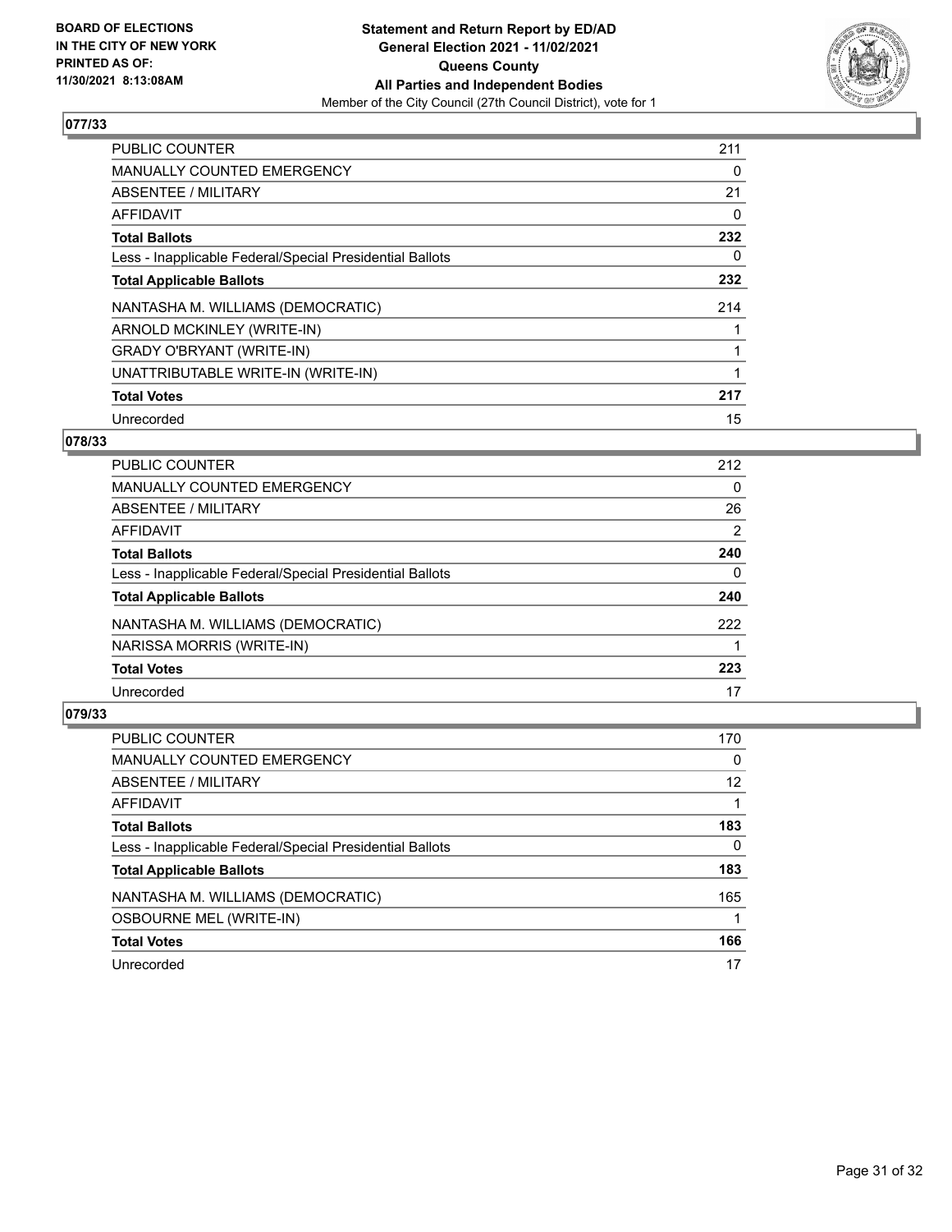**BOARD OF ELECTIONS IN THE CITY OF NEW YORK PRINTED AS OF: 11/30/2021 8:13:08AM**

**Statement and Return Report by ED/AD General Election 2021 - 11/02/2021 Queens County All Parties and Independent Bodies**
Member of the City Council (27th Council District), vote for 1

## 077/33

| | |
|---|---|
| PUBLIC COUNTER | 211 |
| MANUALLY COUNTED EMERGENCY | 0 |
| ABSENTEE / MILITARY | 21 |
| AFFIDAVIT | 0 |
| **Total Ballots** | **232** |
| Less - Inapplicable Federal/Special Presidential Ballots | 0 |
| **Total Applicable Ballots** | **232** |
| NANTASHA M. WILLIAMS (DEMOCRATIC) | 214 |
| ARNOLD MCKINLEY (WRITE-IN) | 1 |
| GRADY O'BRYANT (WRITE-IN) | 1 |
| UNATTRIBUTABLE WRITE-IN (WRITE-IN) | 1 |
| **Total Votes** | **217** |
| Unrecorded | 15 |

## 078/33

| | |
|---|---|
| PUBLIC COUNTER | 212 |
| MANUALLY COUNTED EMERGENCY | 0 |
| ABSENTEE / MILITARY | 26 |
| AFFIDAVIT | 2 |
| **Total Ballots** | **240** |
| Less - Inapplicable Federal/Special Presidential Ballots | 0 |
| **Total Applicable Ballots** | **240** |
| NANTASHA M. WILLIAMS (DEMOCRATIC) | 222 |
| NARISSA MORRIS (WRITE-IN) | 1 |
| **Total Votes** | **223** |
| Unrecorded | 17 |

## 079/33

| | |
|---|---|
| PUBLIC COUNTER | 170 |
| MANUALLY COUNTED EMERGENCY | 0 |
| ABSENTEE / MILITARY | 12 |
| AFFIDAVIT | 1 |
| **Total Ballots** | **183** |
| Less - Inapplicable Federal/Special Presidential Ballots | 0 |
| **Total Applicable Ballots** | **183** |
| NANTASHA M. WILLIAMS (DEMOCRATIC) | 165 |
| OSBOURNE MEL (WRITE-IN) | 1 |
| **Total Votes** | **166** |
| Unrecorded | 17 |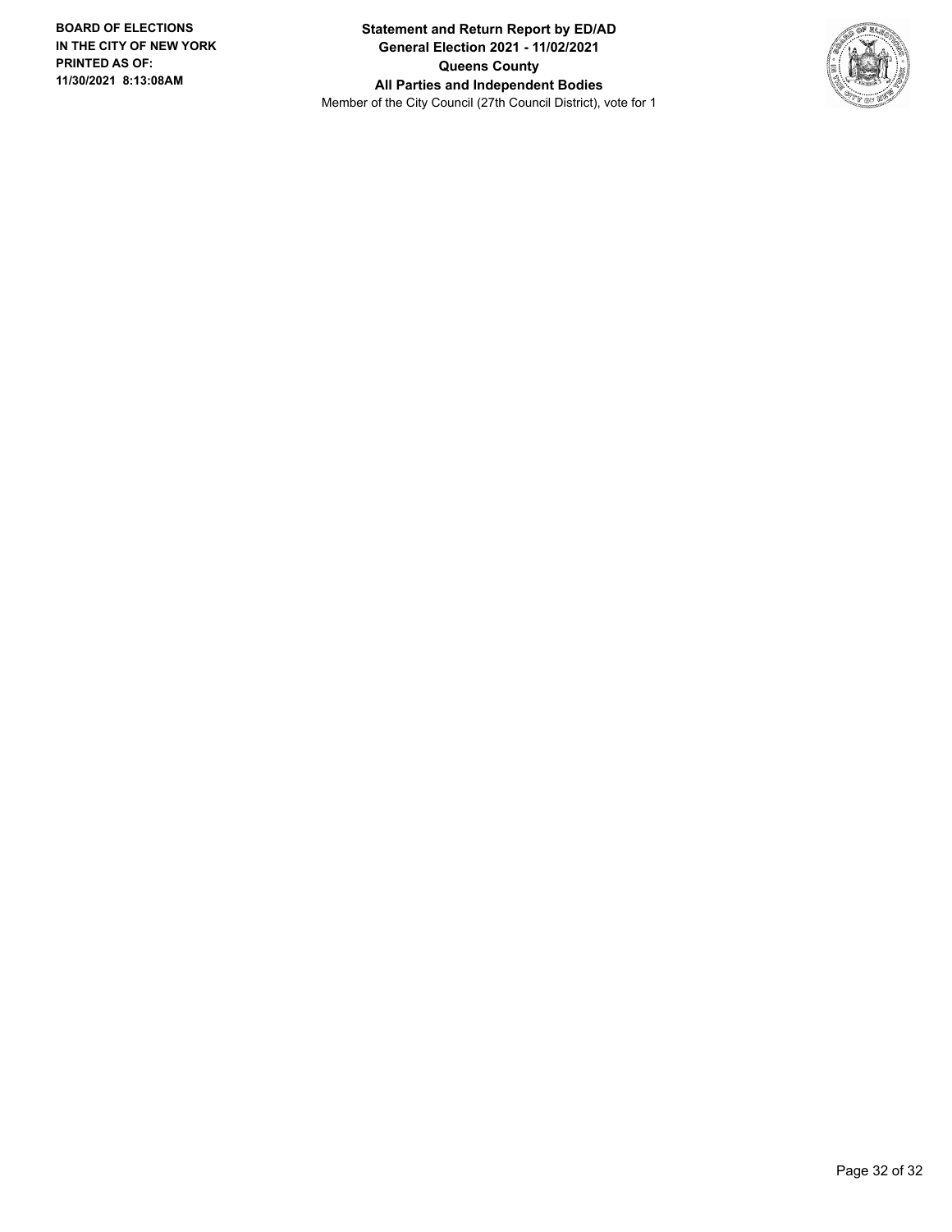**BOARD OF ELECTIONS IN THE CITY OF NEW YORK PRINTED AS OF: 11/30/2021 8:13:08AM**

**Statement and Return Report by ED/AD**
**General Election 2021 - 11/02/2021**
**Queens County**
**All Parties and Independent Bodies**
Member of the City Council (27th Council District), vote for 1